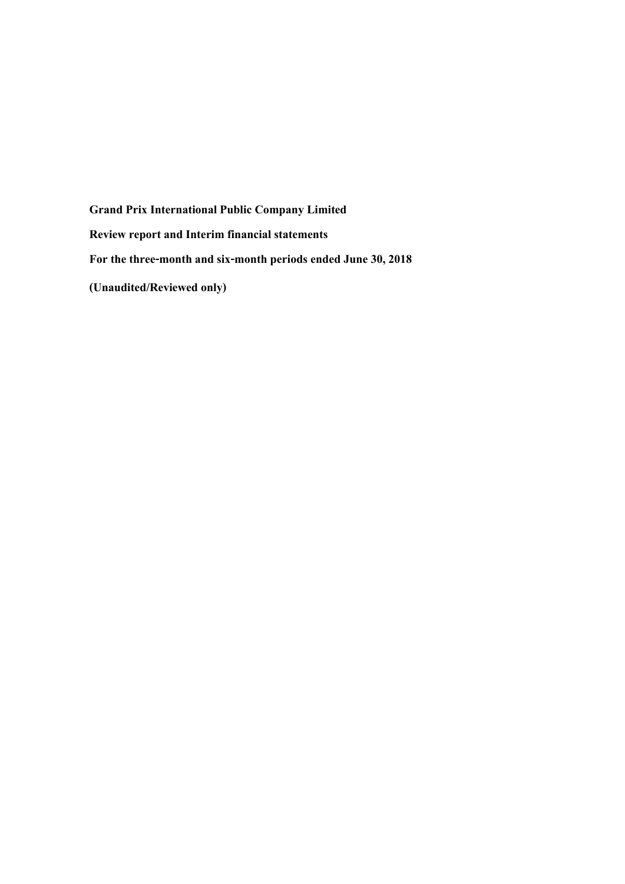**Grand Prix International Public Company Limited**

**Review report and Interim financial statements**

**For the three-month and six-month periods ended June 30, 2018**

**(Unaudited/Reviewed only)**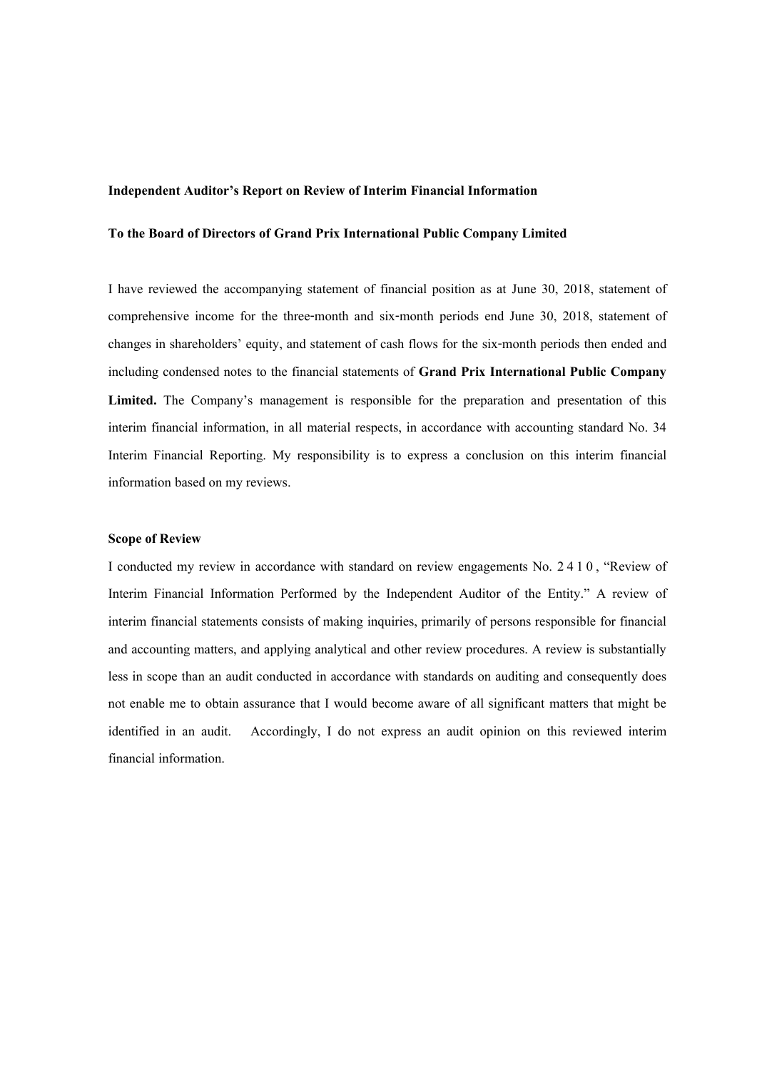**Independent Auditor's Report on Review of Interim Financial Information**

**To the Board of Directors of Grand Prix International Public Company Limited**

I have reviewed the accompanying statement of financial position as at June 30, 2018, statement of comprehensive income for the three-month and six-month periods end June 30, 2018, statement of changes in shareholders' equity, and statement of cash flows for the six-month periods then ended and including condensed notes to the financial statements of **Grand Prix International Public Company Limited.** The Company's management is responsible for the preparation and presentation of this interim financial information, in all material respects, in accordance with accounting standard No. 34 Interim Financial Reporting. My responsibility is to express a conclusion on this interim financial information based on my reviews.

**Scope of Review**

I conducted my review in accordance with standard on review engagements No. 2410, "Review of Interim Financial Information Performed by the Independent Auditor of the Entity." A review of interim financial statements consists of making inquiries, primarily of persons responsible for financial and accounting matters, and applying analytical and other review procedures. A review is substantially less in scope than an audit conducted in accordance with standards on auditing and consequently does not enable me to obtain assurance that I would become aware of all significant matters that might be identified in an audit. Accordingly, I do not express an audit opinion on this reviewed interim financial information.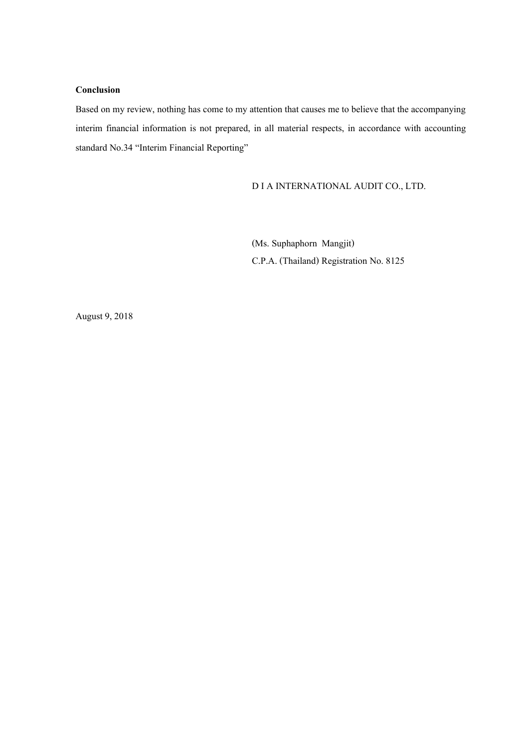**Conclusion**

Based on my review, nothing has come to my attention that causes me to believe that the accompanying interim financial information is not prepared, in all material respects, in accordance with accounting standard No.34 "Interim Financial Reporting"

D I A INTERNATIONAL AUDIT CO., LTD.

(Ms. Suphaphorn Mangjit)
C.P.A. (Thailand) Registration No. 8125

August 9, 2018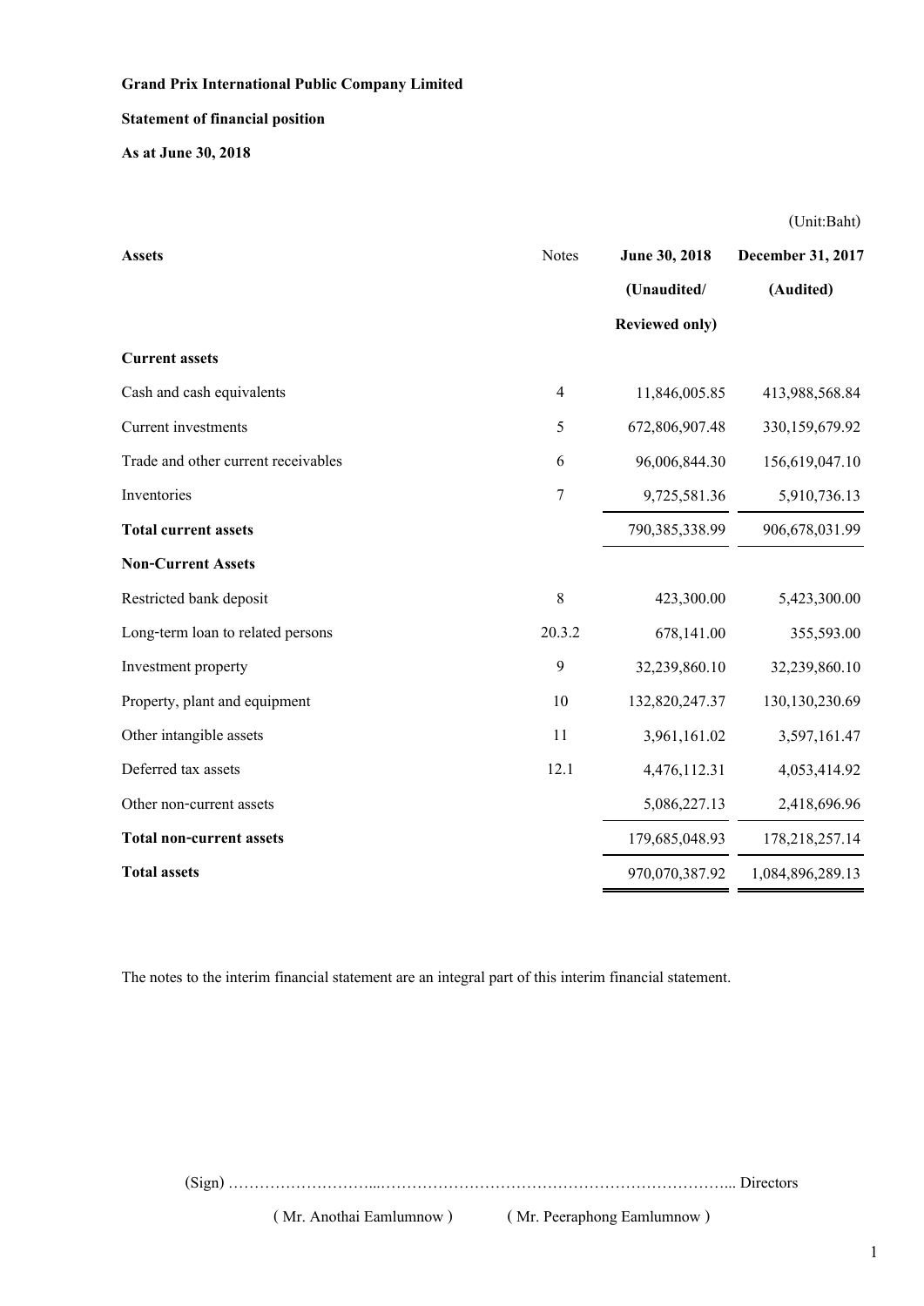**Grand Prix International Public Company Limited**

**Statement of financial position**

**As at June 30, 2018**

(Unit:Baht)

| **Assets** | Notes | **June 30, 2018 (Unaudited/ Reviewed only)** | **December 31, 2017 (Audited)** |
|---|---|---|---|
| **Current assets** | | | |
| Cash and cash equivalents | 4 | 11,846,005.85 | 413,988,568.84 |
| Current investments | 5 | 672,806,907.48 | 330,159,679.92 |
| Trade and other current receivables | 6 | 96,006,844.30 | 156,619,047.10 |
| Inventories | 7 | 9,725,581.36 | 5,910,736.13 |
| **Total current assets** | | 790,385,338.99 | 906,678,031.99 |
| **Non-Current Assets** | | | |
| Restricted bank deposit | 8 | 423,300.00 | 5,423,300.00 |
| Long-term loan to related persons | 20.3.2 | 678,141.00 | 355,593.00 |
| Investment property | 9 | 32,239,860.10 | 32,239,860.10 |
| Property, plant and equipment | 10 | 132,820,247.37 | 130,130,230.69 |
| Other intangible assets | 11 | 3,961,161.02 | 3,597,161.47 |
| Deferred tax assets | 12.1 | 4,476,112.31 | 4,053,414.92 |
| Other non-current assets | | 5,086,227.13 | 2,418,696.96 |
| **Total non-current assets** | | 179,685,048.93 | 178,218,257.14 |
| **Total assets** | | 970,070,387.92 | 1,084,896,289.13 |

The notes to the interim financial statement are an integral part of this interim financial statement.

(Sign) ………………………...…………………………………………………………... Directors

( Mr. Anothai Eamlumnow ) ( Mr. Peeraphong Eamlumnow )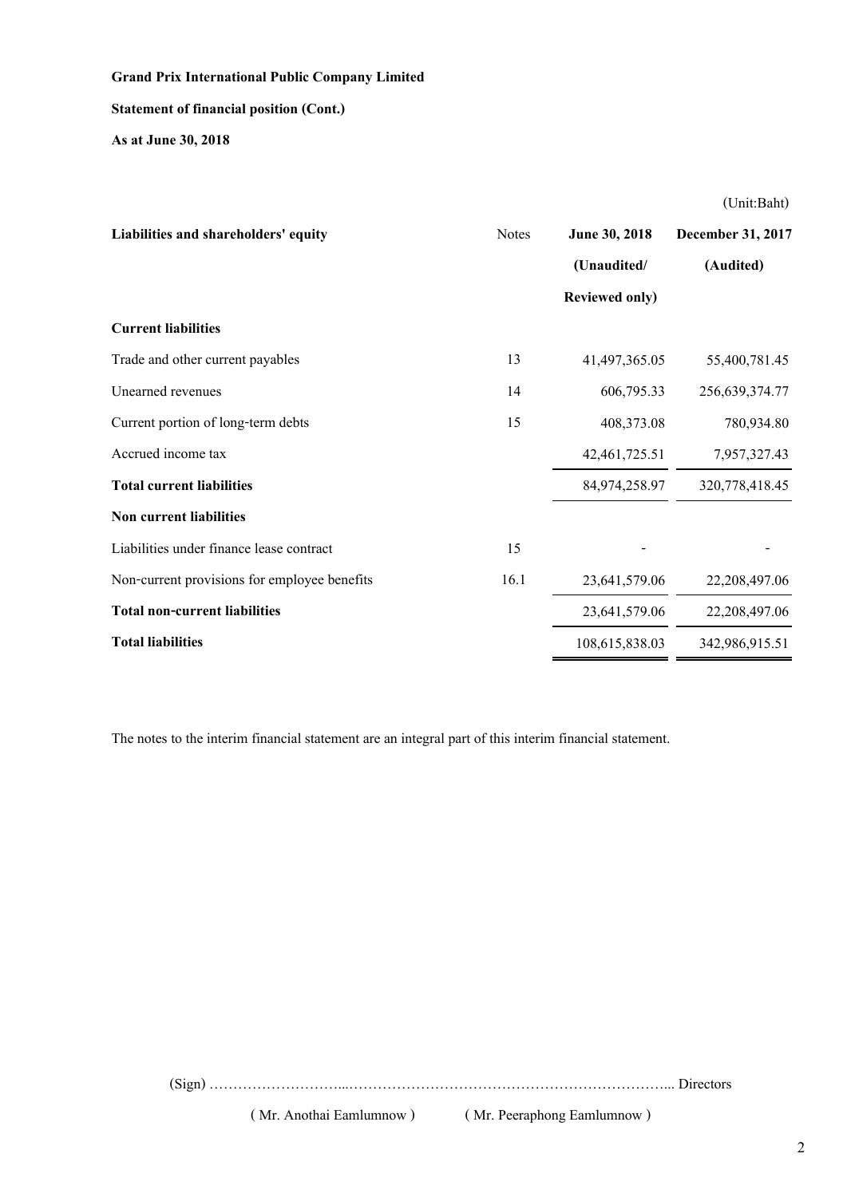**Grand Prix International Public Company Limited**

**Statement of financial position (Cont.)**

**As at June 30, 2018**

(Unit:Baht)

| Liabilities and shareholders' equity | Notes | June 30, 2018 (Unaudited/ Reviewed only) | December 31, 2017 (Audited) |
|---|---|---|---|
| **Current liabilities** | | | |
| Trade and other current payables | 13 | 41,497,365.05 | 55,400,781.45 |
| Unearned revenues | 14 | 606,795.33 | 256,639,374.77 |
| Current portion of long-term debts | 15 | 408,373.08 | 780,934.80 |
| Accrued income tax | | 42,461,725.51 | 7,957,327.43 |
| **Total current liabilities** | | 84,974,258.97 | 320,778,418.45 |
| **Non current liabilities** | | | |
| Liabilities under finance lease contract | 15 | - | - |
| Non-current provisions for employee benefits | 16.1 | 23,641,579.06 | 22,208,497.06 |
| **Total non-current liabilities** | | 23,641,579.06 | 22,208,497.06 |
| **Total liabilities** | | 108,615,838.03 | 342,986,915.51 |

The notes to the interim financial statement are an integral part of this interim financial statement.

(Sign) ……………………...…………………………………………………………... Directors

( Mr. Anothai Eamlumnow ) ( Mr. Peeraphong Eamlumnow )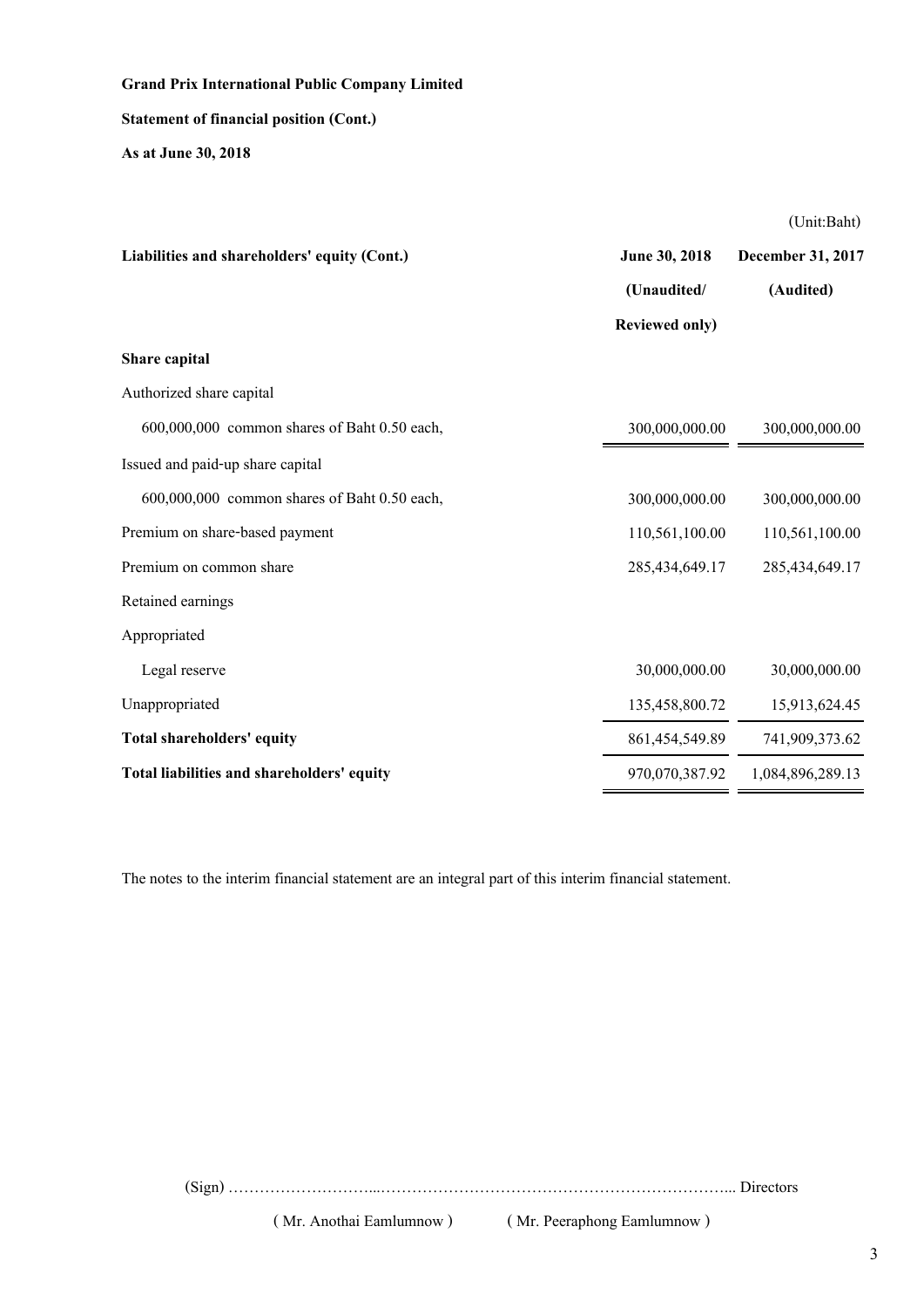**Grand Prix International Public Company Limited**

**Statement of financial position (Cont.)**

**As at June 30, 2018**

(Unit:Baht)

| **Liabilities and shareholders' equity (Cont.)** | **June 30, 2018** | **December 31, 2017** |
|---|---|---|
| | **(Unaudited/** | **(Audited)** |
| | **Reviewed only)** | |
| **Share capital** | | |
| Authorized share capital | | |
| 600,000,000 common shares of Baht 0.50 each, | 300,000,000.00 | 300,000,000.00 |
| Issued and paid-up share capital | | |
| 600,000,000 common shares of Baht 0.50 each, | 300,000,000.00 | 300,000,000.00 |
| Premium on share-based payment | 110,561,100.00 | 110,561,100.00 |
| Premium on common share | 285,434,649.17 | 285,434,649.17 |
| Retained earnings | | |
| Appropriated | | |
| Legal reserve | 30,000,000.00 | 30,000,000.00 |
| Unappropriated | 135,458,800.72 | 15,913,624.45 |
| **Total shareholders' equity** | 861,454,549.89 | 741,909,373.62 |
| **Total liabilities and shareholders' equity** | 970,070,387.92 | 1,084,896,289.13 |

The notes to the interim financial statement are an integral part of this interim financial statement.

(Sign) ………………………...…………………………………………………………... Directors

( Mr. Anothai Eamlumnow ) ( Mr. Peeraphong Eamlumnow )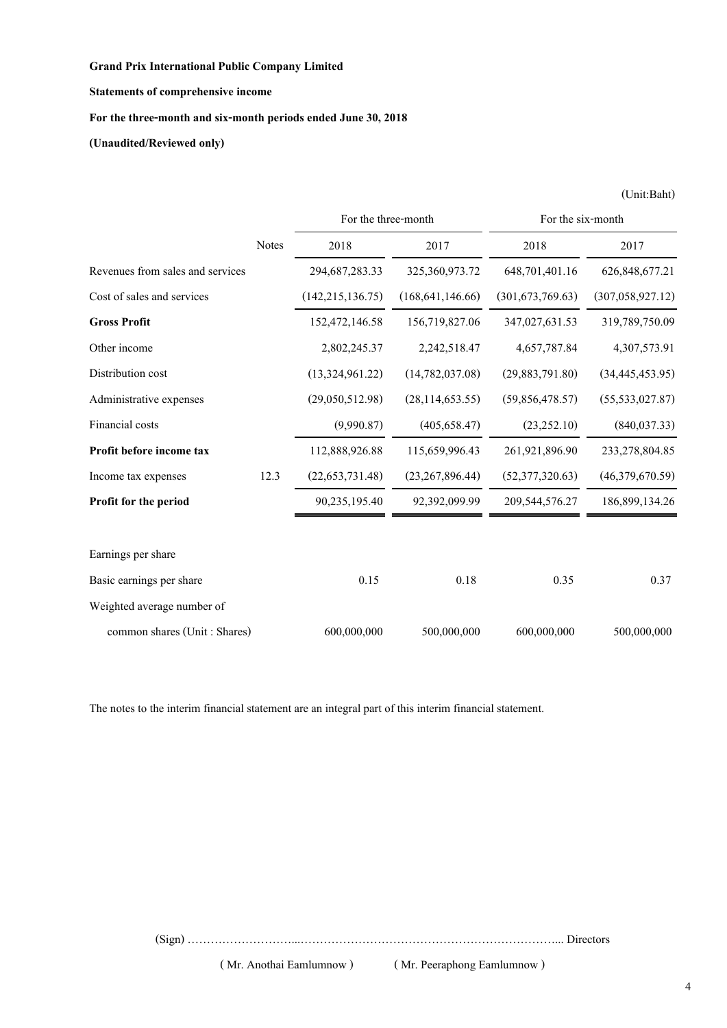**Grand Prix International Public Company Limited**

**Statements of comprehensive income**

**For the three-month and six-month periods ended June 30, 2018**

**(Unaudited/Reviewed only)**

(Unit:Baht)

| | Notes | For the three-month | | For the six-month | |
|---|---|---|---|---|---|
| | | 2018 | 2017 | 2018 | 2017 |
| Revenues from sales and services | | 294,687,283.33 | 325,360,973.72 | 648,701,401.16 | 626,848,677.21 |
| Cost of sales and services | | (142,215,136.75) | (168,641,146.66) | (301,673,769.63) | (307,058,927.12) |
| **Gross Profit** | | 152,472,146.58 | 156,719,827.06 | 347,027,631.53 | 319,789,750.09 |
| Other income | | 2,802,245.37 | 2,242,518.47 | 4,657,787.84 | 4,307,573.91 |
| Distribution cost | | (13,324,961.22) | (14,782,037.08) | (29,883,791.80) | (34,445,453.95) |
| Administrative expenses | | (29,050,512.98) | (28,114,653.55) | (59,856,478.57) | (55,533,027.87) |
| Financial costs | | (9,990.87) | (405,658.47) | (23,252.10) | (840,037.33) |
| **Profit before income tax** | | 112,888,926.88 | 115,659,996.43 | 261,921,896.90 | 233,278,804.85 |
| Income tax expenses | 12.3 | (22,653,731.48) | (23,267,896.44) | (52,377,320.63) | (46,379,670.59) |
| **Profit for the period** | | 90,235,195.40 | 92,392,099.99 | 209,544,576.27 | 186,899,134.26 |
| | | | | | |
| Earnings per share | | | | | |
| Basic earnings per share | | 0.15 | 0.18 | 0.35 | 0.37 |
| Weighted average number of common shares (Unit : Shares) | | 600,000,000 | 500,000,000 | 600,000,000 | 500,000,000 |

The notes to the interim financial statement are an integral part of this interim financial statement.

(Sign) ……………………...…………………………………………………………... Directors

( Mr. Anothai Eamlumnow ) ( Mr. Peeraphong Eamlumnow )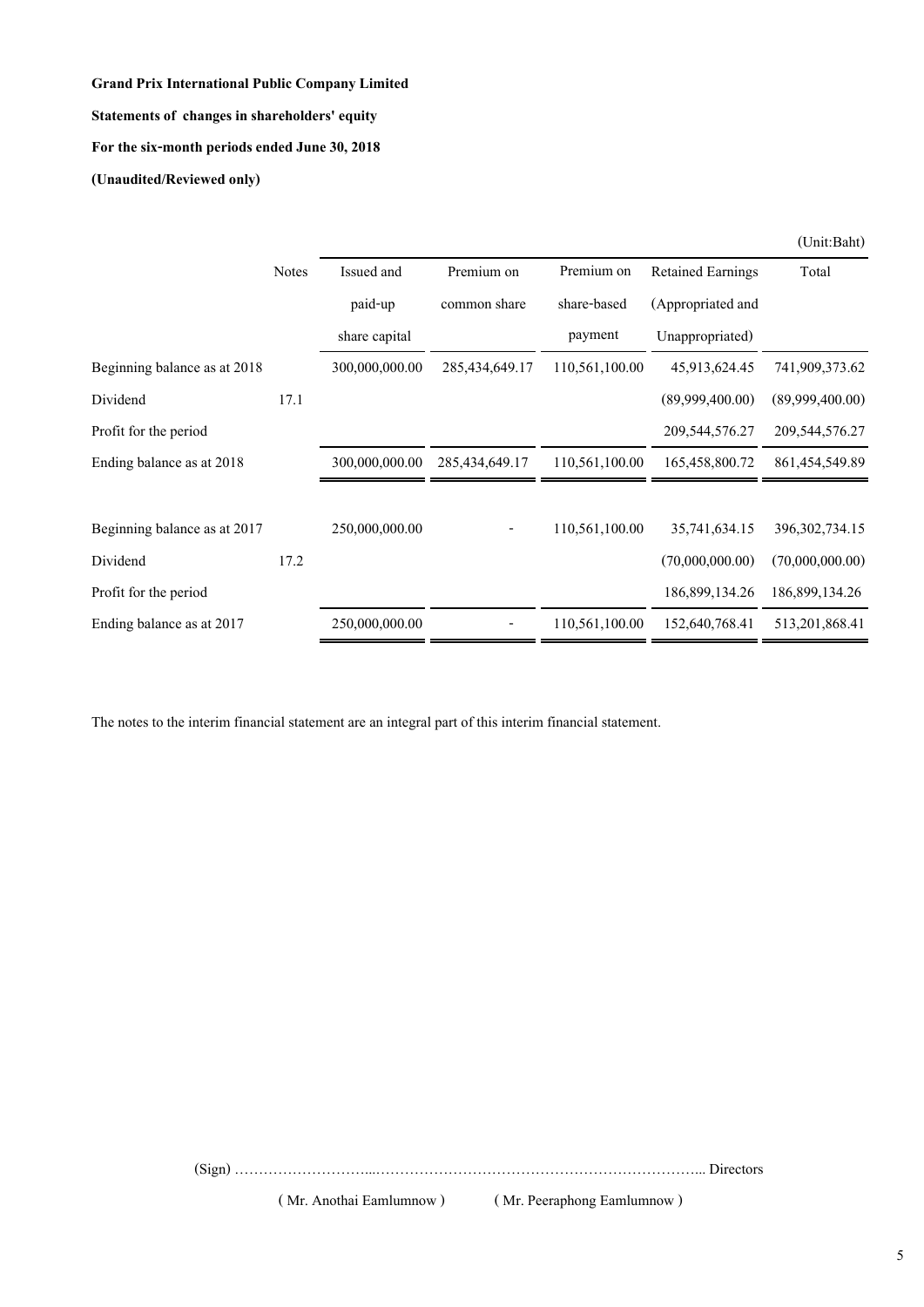**Grand Prix International Public Company Limited**

**Statements of changes in shareholders' equity**

**For the six-month periods ended June 30, 2018**

**(Unaudited/Reviewed only)**

(Unit:Baht)

| | Notes | Issued and paid-up share capital | Premium on common share | Premium on share-based payment | Retained Earnings (Appropriated and Unappropriated) | Total |
|---|---|---|---|---|---|---|
| Beginning balance as at 2018 | | 300,000,000.00 | 285,434,649.17 | 110,561,100.00 | 45,913,624.45 | 741,909,373.62 |
| Dividend | 17.1 | | | | (89,999,400.00) | (89,999,400.00) |
| Profit for the period | | | | | 209,544,576.27 | 209,544,576.27 |
| Ending balance as at 2018 | | 300,000,000.00 | 285,434,649.17 | 110,561,100.00 | 165,458,800.72 | 861,454,549.89 |
| | | | | | | |
| Beginning balance as at 2017 | | 250,000,000.00 | - | 110,561,100.00 | 35,741,634.15 | 396,302,734.15 |
| Dividend | 17.2 | | | | (70,000,000.00) | (70,000,000.00) |
| Profit for the period | | | | | 186,899,134.26 | 186,899,134.26 |
| Ending balance as at 2017 | | 250,000,000.00 | - | 110,561,100.00 | 152,640,768.41 | 513,201,868.41 |

The notes to the interim financial statement are an integral part of this interim financial statement.

(Sign) ……………………...………………………………………………………….. Directors

( Mr. Anothai Eamlumnow ) ( Mr. Peeraphong Eamlumnow )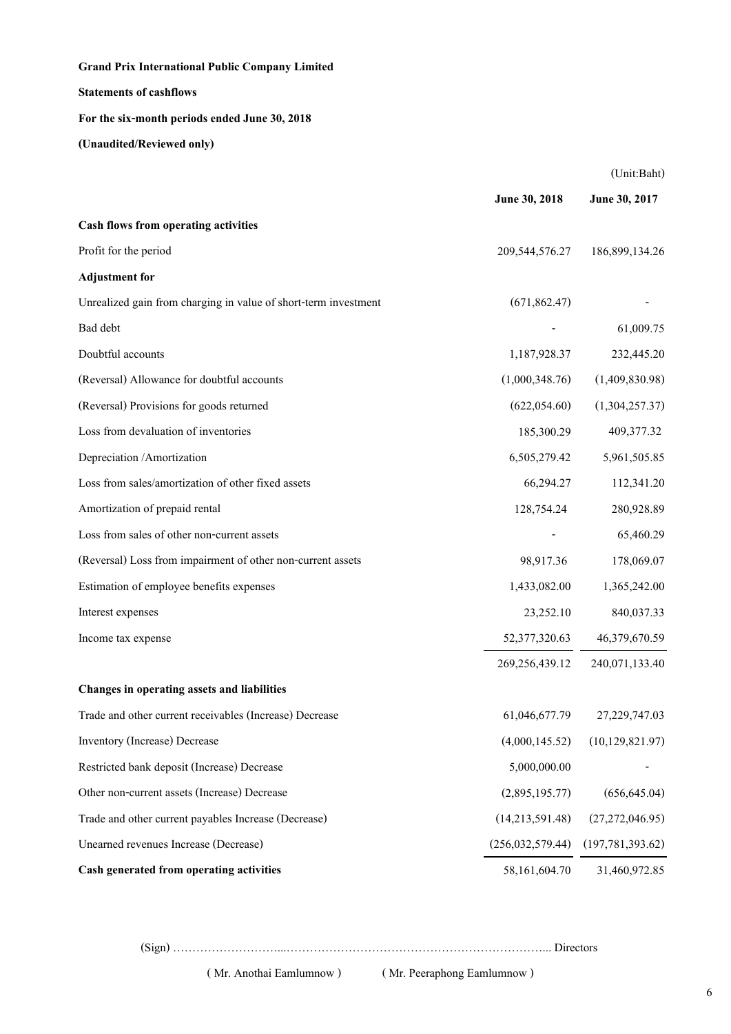**Grand Prix International Public Company Limited**

**Statements of cashflows**

**For the six-month periods ended June 30, 2018**

**(Unaudited/Reviewed only)**

(Unit:Baht)

| | **June 30, 2018** | **June 30, 2017** |
|---|---|---|
| **Cash flows from operating activities** | | |
| Profit for the period | 209,544,576.27 | 186,899,134.26 |
| **Adjustment for** | | |
| Unrealized gain from charging in value of short-term investment | (671,862.47) | - |
| Bad debt | - | 61,009.75 |
| Doubtful accounts | 1,187,928.37 | 232,445.20 |
| (Reversal) Allowance for doubtful accounts | (1,000,348.76) | (1,409,830.98) |
| (Reversal) Provisions for goods returned | (622,054.60) | (1,304,257.37) |
| Loss from devaluation of inventories | 185,300.29 | 409,377.32 |
| Depreciation /Amortization | 6,505,279.42 | 5,961,505.85 |
| Loss from sales/amortization of other fixed assets | 66,294.27 | 112,341.20 |
| Amortization of prepaid rental | 128,754.24 | 280,928.89 |
| Loss from sales of other non-current assets | - | 65,460.29 |
| (Reversal) Loss from impairment of other non-current assets | 98,917.36 | 178,069.07 |
| Estimation of employee benefits expenses | 1,433,082.00 | 1,365,242.00 |
| Interest expenses | 23,252.10 | 840,037.33 |
| Income tax expense | 52,377,320.63 | 46,379,670.59 |
| | 269,256,439.12 | 240,071,133.40 |
| **Changes in operating assets and liabilities** | | |
| Trade and other current receivables (Increase) Decrease | 61,046,677.79 | 27,229,747.03 |
| Inventory (Increase) Decrease | (4,000,145.52) | (10,129,821.97) |
| Restricted bank deposit (Increase) Decrease | 5,000,000.00 | - |
| Other non-current assets (Increase) Decrease | (2,895,195.77) | (656,645.04) |
| Trade and other current payables Increase (Decrease) | (14,213,591.48) | (27,272,046.95) |
| Unearned revenues Increase (Decrease) | (256,032,579.44) | (197,781,393.62) |
| **Cash generated from operating activities** | 58,161,604.70 | 31,460,972.85 |

(Sign) ……………………………………………………………………………………... Directors

( Mr. Anothai Eamlumnow ) ( Mr. Peeraphong Eamlumnow )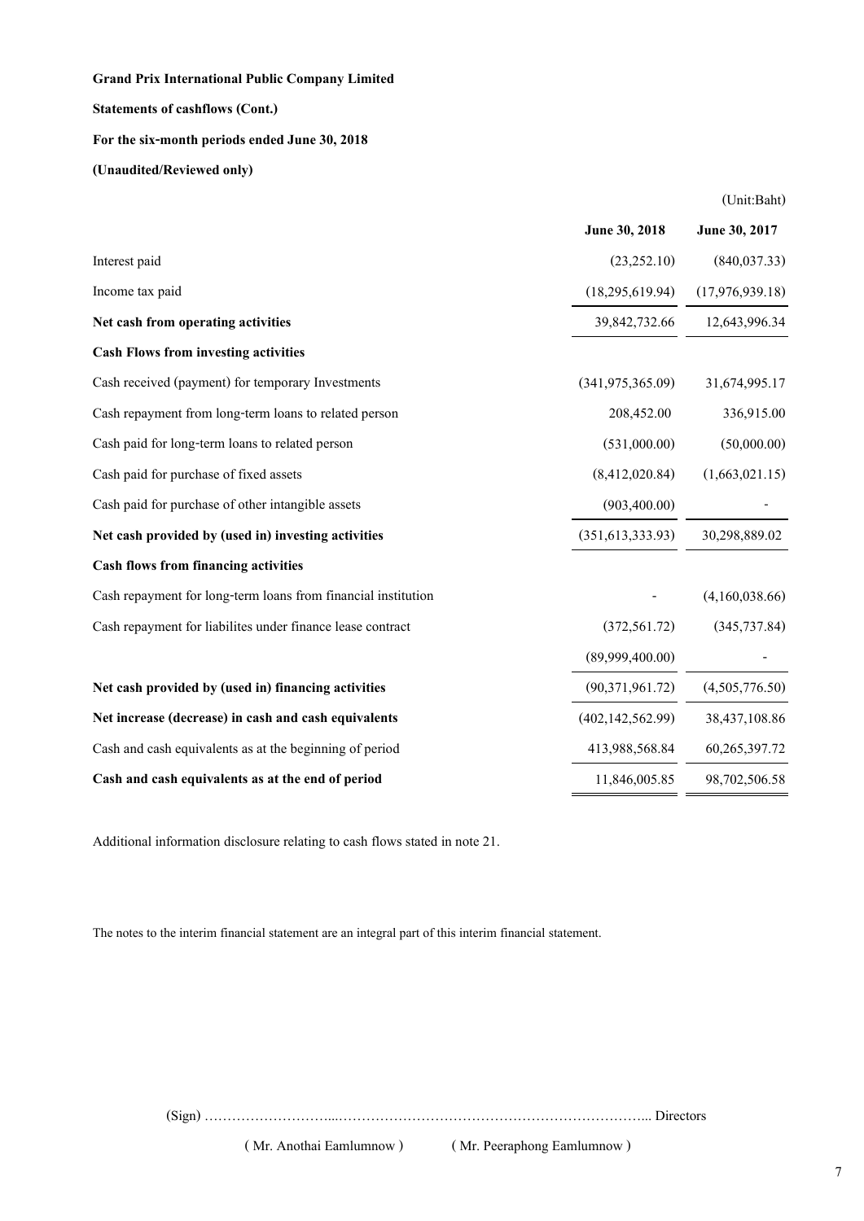**Grand Prix International Public Company Limited**

**Statements of cashflows (Cont.)**

**For the six-month periods ended June 30, 2018**

**(Unaudited/Reviewed only)**

(Unit:Baht)

| | June 30, 2018 | June 30, 2017 |
|---|---|---|
| Interest paid | (23,252.10) | (840,037.33) |
| Income tax paid | (18,295,619.94) | (17,976,939.18) |
| **Net cash from operating activities** | 39,842,732.66 | 12,643,996.34 |
| **Cash Flows from investing activities** | | |
| Cash received (payment) for temporary Investments | (341,975,365.09) | 31,674,995.17 |
| Cash repayment from long-term loans to related person | 208,452.00 | 336,915.00 |
| Cash paid for long-term loans to related person | (531,000.00) | (50,000.00) |
| Cash paid for purchase of fixed assets | (8,412,020.84) | (1,663,021.15) |
| Cash paid for purchase of other intangible assets | (903,400.00) | - |
| **Net cash provided by (used in) investing activities** | (351,613,333.93) | 30,298,889.02 |
| **Cash flows from financing activities** | | |
| Cash repayment for long-term loans from financial institution | - | (4,160,038.66) |
| Cash repayment for liabilites under finance lease contract | (372,561.72) | (345,737.84) |
| | (89,999,400.00) | - |
| **Net cash provided by (used in) financing activities** | (90,371,961.72) | (4,505,776.50) |
| **Net increase (decrease) in cash and cash equivalents** | (402,142,562.99) | 38,437,108.86 |
| Cash and cash equivalents as at the beginning of period | 413,988,568.84 | 60,265,397.72 |
| **Cash and cash equivalents as at the end of period** | 11,846,005.85 | 98,702,506.58 |

Additional information disclosure relating to cash flows stated in note 21.

The notes to the interim financial statement are an integral part of this interim financial statement.

(Sign) ……………………...…………………………………………………………... Directors

( Mr. Anothai Eamlumnow ) ( Mr. Peeraphong Eamlumnow )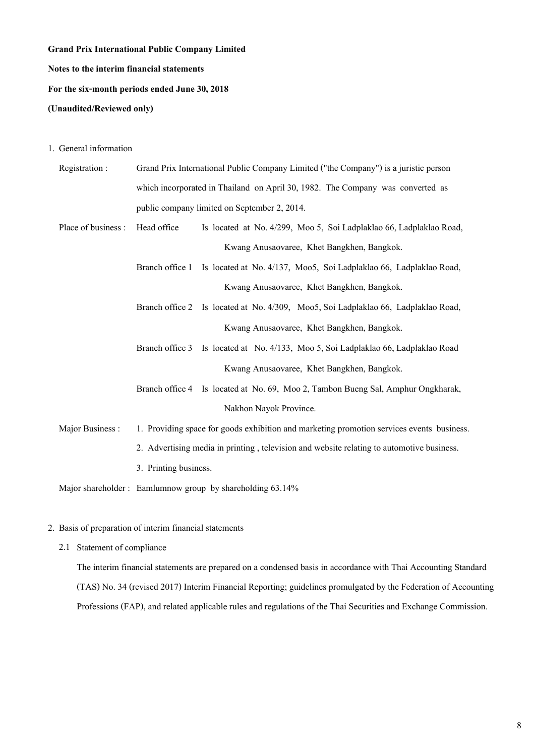**Grand Prix International Public Company Limited**

**Notes to the interim financial statements**

**For the six-month periods ended June 30, 2018**

**(Unaudited/Reviewed only)**

1. General information

| | | |
|---|---|---|
| Registration : | Grand Prix International Public Company Limited ("the Company") is a juristic person which incorporated in Thailand on April 30, 1982. The Company was converted as public company limited on September 2, 2014. | |
| Place of business : | Head office | Is located at No. 4/299, Moo 5, Soi Ladplaklao 66, Ladplaklao Road, Kwang Anusaovaree, Khet Bangkhen, Bangkok. |
| | Branch office 1 | Is located at No. 4/137, Moo5, Soi Ladplaklao 66, Ladplaklao Road, Kwang Anusaovaree, Khet Bangkhen, Bangkok. |
| | Branch office 2 | Is located at No. 4/309, Moo5, Soi Ladplaklao 66, Ladplaklao Road, Kwang Anusaovaree, Khet Bangkhen, Bangkok. |
| | Branch office 3 | Is located at No. 4/133, Moo 5, Soi Ladplaklao 66, Ladplaklao Road Kwang Anusaovaree, Khet Bangkhen, Bangkok. |
| | Branch office 4 | Is located at No. 69, Moo 2, Tambon Bueng Sal, Amphur Ongkharak, Nakhon Nayok Province. |
| Major Business : | 1. Providing space for goods exhibition and marketing promotion services events business.<br>2. Advertising media in printing , television and website relating to automotive business.<br>3. Printing business. | |
| Major shareholder : | Eamlumnow group by shareholding 63.14% | |

2. Basis of preparation of interim financial statements

2.1 Statement of compliance

The interim financial statements are prepared on a condensed basis in accordance with Thai Accounting Standard (TAS) No. 34 (revised 2017) Interim Financial Reporting; guidelines promulgated by the Federation of Accounting Professions (FAP), and related applicable rules and regulations of the Thai Securities and Exchange Commission.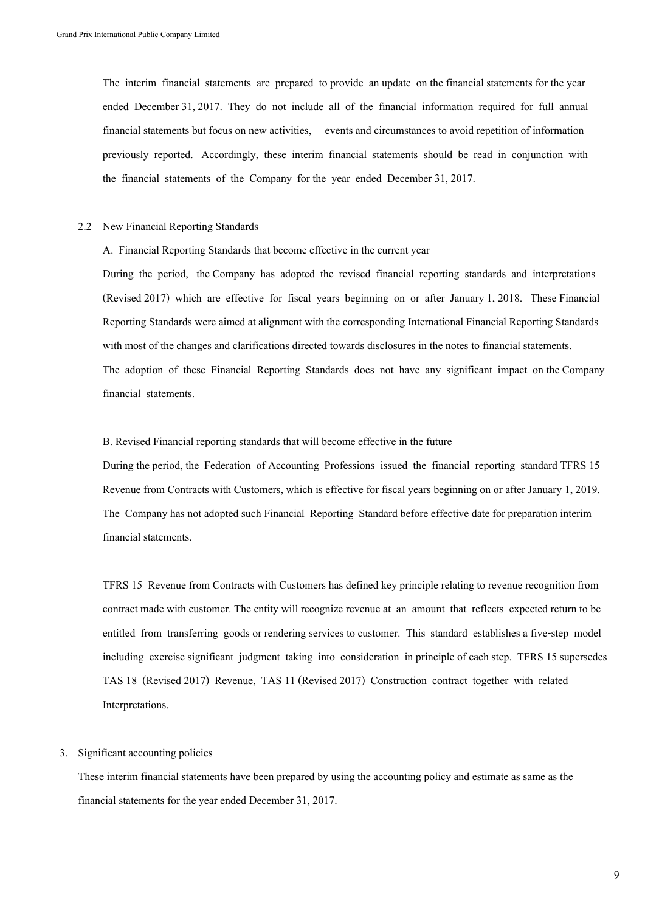The interim financial statements are prepared to provide an update on the financial statements for the year ended December 31, 2017. They do not include all of the financial information required for full annual financial statements but focus on new activities, events and circumstances to avoid repetition of information previously reported. Accordingly, these interim financial statements should be read in conjunction with the financial statements of the Company for the year ended December 31, 2017.

2.2 New Financial Reporting Standards

A. Financial Reporting Standards that become effective in the current year

During the period, the Company has adopted the revised financial reporting standards and interpretations (Revised 2017) which are effective for fiscal years beginning on or after January 1, 2018. These Financial Reporting Standards were aimed at alignment with the corresponding International Financial Reporting Standards with most of the changes and clarifications directed towards disclosures in the notes to financial statements.

The adoption of these Financial Reporting Standards does not have any significant impact on the Company financial statements.

B. Revised Financial reporting standards that will become effective in the future

During the period, the Federation of Accounting Professions issued the financial reporting standard TFRS 15 Revenue from Contracts with Customers, which is effective for fiscal years beginning on or after January 1, 2019. The Company has not adopted such Financial Reporting Standard before effective date for preparation interim financial statements.

TFRS 15 Revenue from Contracts with Customers has defined key principle relating to revenue recognition from contract made with customer. The entity will recognize revenue at an amount that reflects expected return to be entitled from transferring goods or rendering services to customer. This standard establishes a five-step model including exercise significant judgment taking into consideration in principle of each step. TFRS 15 supersedes TAS 18 (Revised 2017) Revenue, TAS 11 (Revised 2017) Construction contract together with related Interpretations.

3. Significant accounting policies

These interim financial statements have been prepared by using the accounting policy and estimate as same as the financial statements for the year ended December 31, 2017.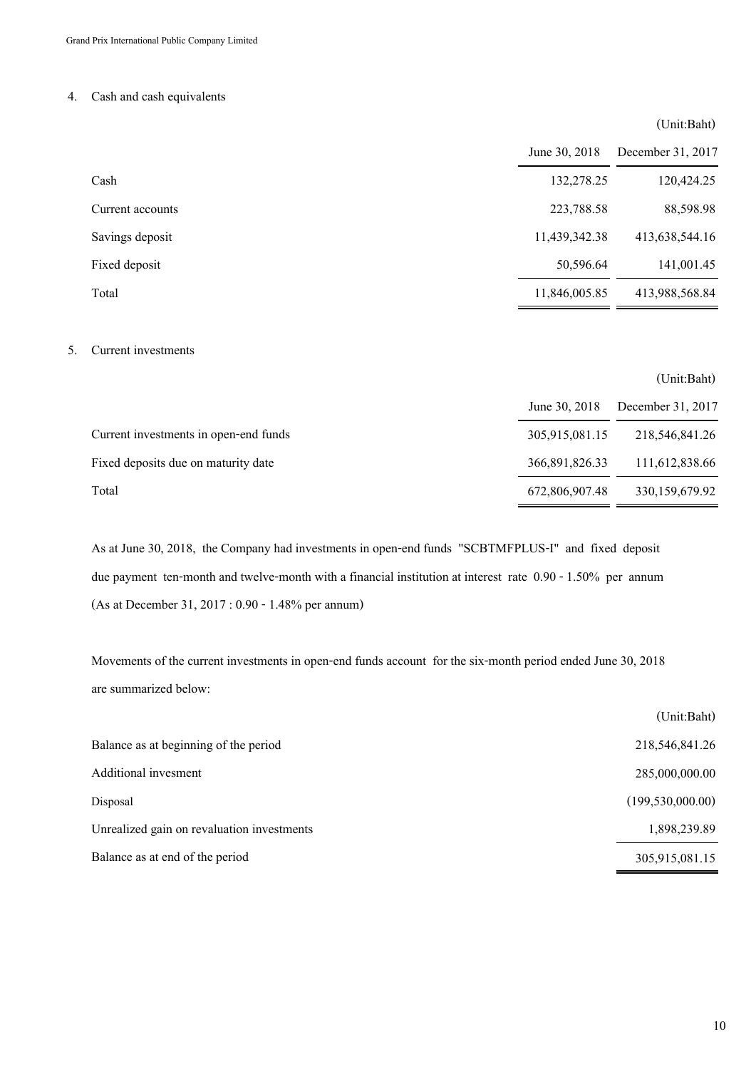## 4. Cash and cash equivalents

(Unit:Baht)

| | June 30, 2018 | December 31, 2017 |
|---|---|---|
| Cash | 132,278.25 | 120,424.25 |
| Current accounts | 223,788.58 | 88,598.98 |
| Savings deposit | 11,439,342.38 | 413,638,544.16 |
| Fixed deposit | 50,596.64 | 141,001.45 |
| Total | 11,846,005.85 | 413,988,568.84 |

## 5. Current investments

(Unit:Baht)

| | June 30, 2018 | December 31, 2017 |
|---|---|---|
| Current investments in open-end funds | 305,915,081.15 | 218,546,841.26 |
| Fixed deposits due on maturity date | 366,891,826.33 | 111,612,838.66 |
| Total | 672,806,907.48 | 330,159,679.92 |

As at June 30, 2018, the Company had investments in open-end funds "SCBTMFPLUS-I" and fixed deposit due payment ten-month and twelve-month with a financial institution at interest rate 0.90 - 1.50% per annum (As at December 31, 2017 : 0.90 - 1.48% per annum)

Movements of the current investments in open-end funds account for the six-month period ended June 30, 2018 are summarized below:

(Unit:Baht)

| | |
|---|---|
| Balance as at beginning of the period | 218,546,841.26 |
| Additional invesment | 285,000,000.00 |
| Disposal | (199,530,000.00) |
| Unrealized gain on revaluation investments | 1,898,239.89 |
| Balance as at end of the period | 305,915,081.15 |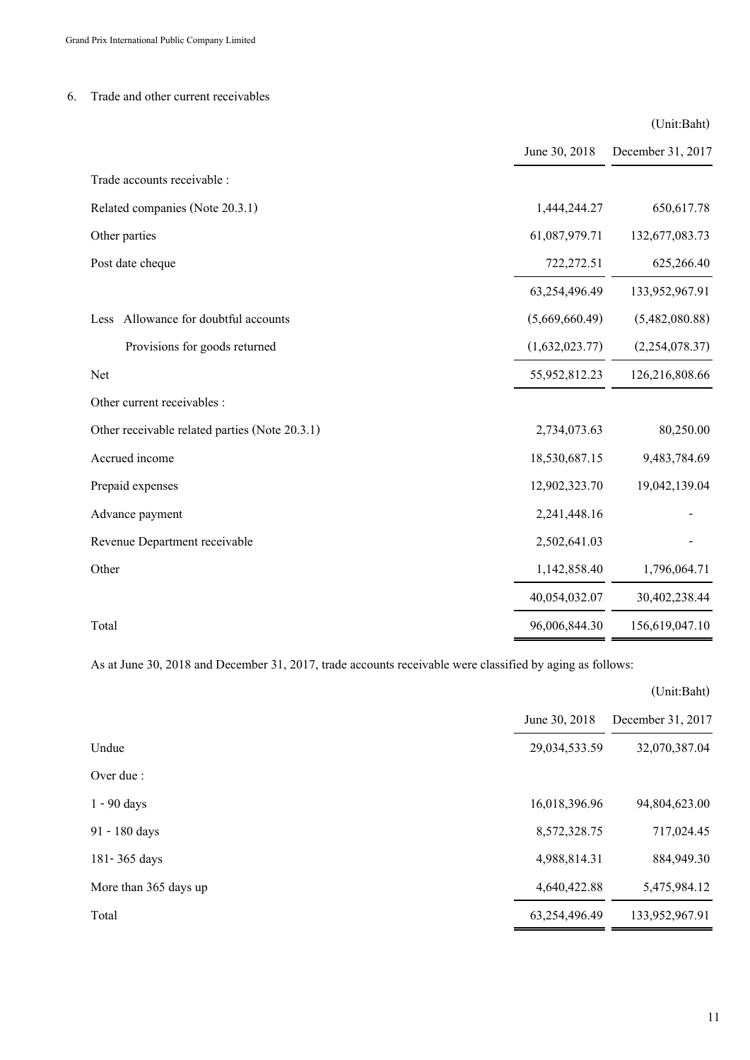## 6. Trade and other current receivables

(Unit:Baht)

| | June 30, 2018 | December 31, 2017 |
|---|---|---|
| Trade accounts receivable : | | |
| Related companies (Note 20.3.1) | 1,444,244.27 | 650,617.78 |
| Other parties | 61,087,979.71 | 132,677,083.73 |
| Post date cheque | 722,272.51 | 625,266.40 |
| | 63,254,496.49 | 133,952,967.91 |
| Less Allowance for doubtful accounts | (5,669,660.49) | (5,482,080.88) |
| Provisions for goods returned | (1,632,023.77) | (2,254,078.37) |
| Net | 55,952,812.23 | 126,216,808.66 |
| Other current receivables : | | |
| Other receivable related parties (Note 20.3.1) | 2,734,073.63 | 80,250.00 |
| Accrued income | 18,530,687.15 | 9,483,784.69 |
| Prepaid expenses | 12,902,323.70 | 19,042,139.04 |
| Advance payment | 2,241,448.16 | - |
| Revenue Department receivable | 2,502,641.03 | - |
| Other | 1,142,858.40 | 1,796,064.71 |
| | 40,054,032.07 | 30,402,238.44 |
| Total | 96,006,844.30 | 156,619,047.10 |

As at June 30, 2018 and December 31, 2017, trade accounts receivable were classified by aging as follows:

(Unit:Baht)

| | June 30, 2018 | December 31, 2017 |
|---|---|---|
| Undue | 29,034,533.59 | 32,070,387.04 |
| Over due : | | |
| 1 - 90 days | 16,018,396.96 | 94,804,623.00 |
| 91 - 180 days | 8,572,328.75 | 717,024.45 |
| 181- 365 days | 4,988,814.31 | 884,949.30 |
| More than 365 days up | 4,640,422.88 | 5,475,984.12 |
| Total | 63,254,496.49 | 133,952,967.91 |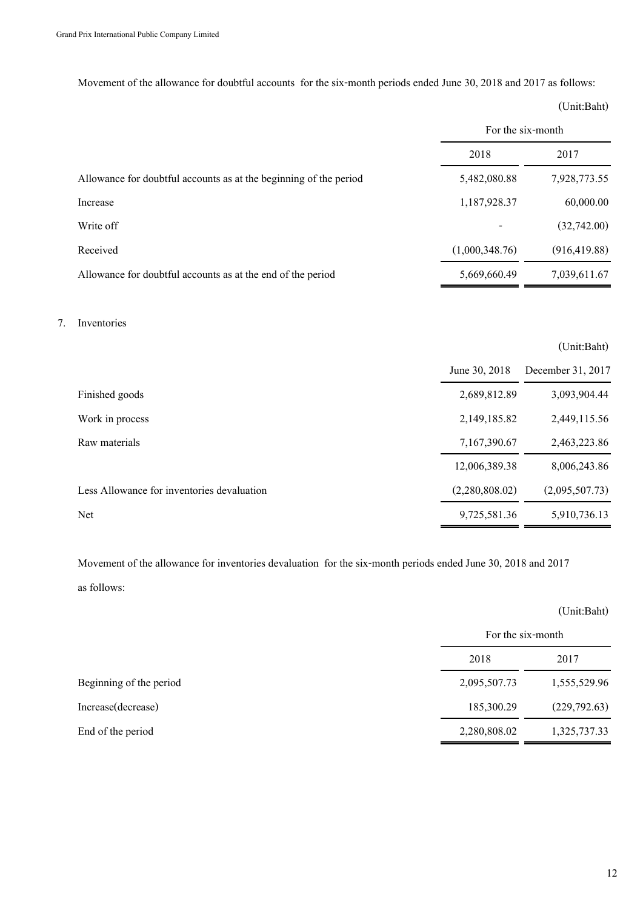Movement of the allowance for doubtful accounts for the six-month periods ended June 30, 2018 and 2017 as follows:

(Unit:Baht)

| | For the six-month | |
|---|---|---|
| | 2018 | 2017 |
| Allowance for doubtful accounts as at the beginning of the period | 5,482,080.88 | 7,928,773.55 |
| Increase | 1,187,928.37 | 60,000.00 |
| Write off | - | (32,742.00) |
| Received | (1,000,348.76) | (916,419.88) |
| Allowance for doubtful accounts as at the end of the period | 5,669,660.49 | 7,039,611.67 |

7. Inventories

(Unit:Baht)

| | June 30, 2018 | December 31, 2017 |
|---|---|---|
| Finished goods | 2,689,812.89 | 3,093,904.44 |
| Work in process | 2,149,185.82 | 2,449,115.56 |
| Raw materials | 7,167,390.67 | 2,463,223.86 |
| | 12,006,389.38 | 8,006,243.86 |
| Less Allowance for inventories devaluation | (2,280,808.02) | (2,095,507.73) |
| Net | 9,725,581.36 | 5,910,736.13 |

Movement of the allowance for inventories devaluation for the six-month periods ended June 30, 2018 and 2017 as follows:

(Unit:Baht)

| | For the six-month | |
|---|---|---|
| | 2018 | 2017 |
| Beginning of the period | 2,095,507.73 | 1,555,529.96 |
| Increase(decrease) | 185,300.29 | (229,792.63) |
| End of the period | 2,280,808.02 | 1,325,737.33 |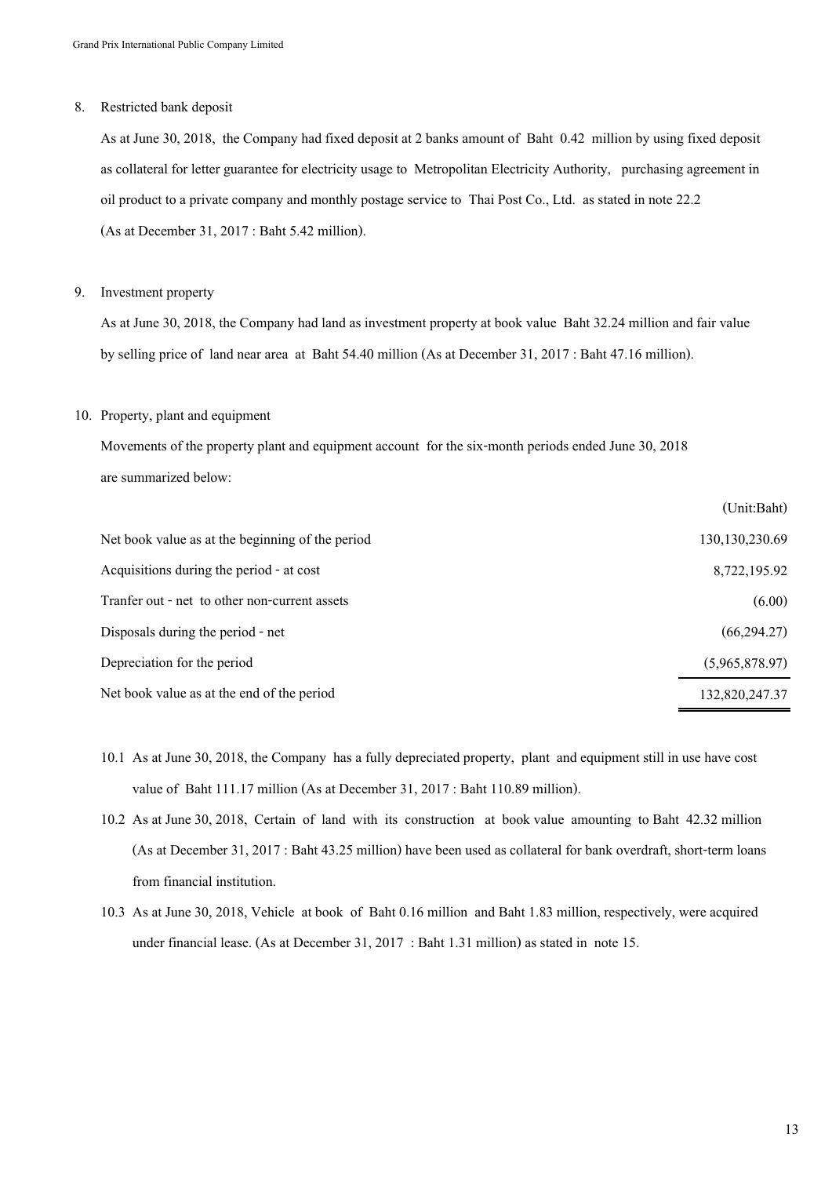## 8. Restricted bank deposit

As at June 30, 2018, the Company had fixed deposit at 2 banks amount of Baht 0.42 million by using fixed deposit as collateral for letter guarantee for electricity usage to Metropolitan Electricity Authority, purchasing agreement in oil product to a private company and monthly postage service to Thai Post Co., Ltd. as stated in note 22.2 (As at December 31, 2017 : Baht 5.42 million).

## 9. Investment property

As at June 30, 2018, the Company had land as investment property at book value Baht 32.24 million and fair value by selling price of land near area at Baht 54.40 million (As at December 31, 2017 : Baht 47.16 million).

## 10. Property, plant and equipment

Movements of the property plant and equipment account for the six-month periods ended June 30, 2018 are summarized below:

| | (Unit:Baht) |
|---|---:|
| Net book value as at the beginning of the period | 130,130,230.69 |
| Acquisitions during the period - at cost | 8,722,195.92 |
| Tranfer out - net to other non-current assets | (6.00) |
| Disposals during the period - net | (66,294.27) |
| Depreciation for the period | (5,965,878.97) |
| Net book value as at the end of the period | 132,820,247.37 |

10.1 As at June 30, 2018, the Company has a fully depreciated property, plant and equipment still in use have cost value of Baht 111.17 million (As at December 31, 2017 : Baht 110.89 million).

10.2 As at June 30, 2018, Certain of land with its construction at book value amounting to Baht 42.32 million (As at December 31, 2017 : Baht 43.25 million) have been used as collateral for bank overdraft, short-term loans from financial institution.

10.3 As at June 30, 2018, Vehicle at book of Baht 0.16 million and Baht 1.83 million, respectively, were acquired under financial lease. (As at December 31, 2017 : Baht 1.31 million) as stated in note 15.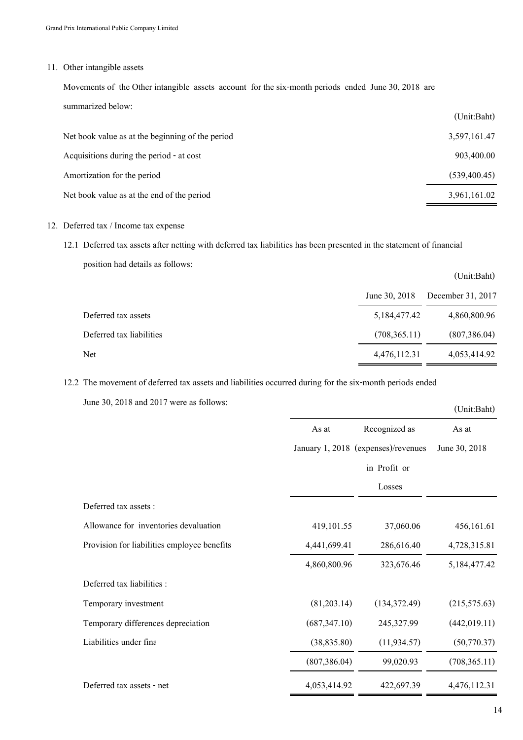11. Other intangible assets

Movements of the Other intangible assets account for the six-month periods ended June 30, 2018 are summarized below:

| | (Unit:Baht) |
|---|---:|
| Net book value as at the beginning of the period | 3,597,161.47 |
| Acquisitions during the period - at cost | 903,400.00 |
| Amortization for the period | (539,400.45) |
| Net book value as at the end of the period | 3,961,161.02 |

12. Deferred tax / Income tax expense

12.1 Deferred tax assets after netting with deferred tax liabilities has been presented in the statement of financial position had details as follows:

(Unit:Baht)

| | June 30, 2018 | December 31, 2017 |
|---|---:|---:|
| Deferred tax assets | 5,184,477.42 | 4,860,800.96 |
| Deferred tax liabilities | (708,365.11) | (807,386.04) |
| Net | 4,476,112.31 | 4,053,414.92 |

12.2 The movement of deferred tax assets and liabilities occurred during for the six-month periods ended June 30, 2018 and 2017 were as follows:

(Unit:Baht)

| | As at January 1, 2018 | Recognized as (expenses)/revenues in Profit or Losses | As at June 30, 2018 |
|---|---:|---:|---:|
| Deferred tax assets : | | | |
| Allowance for inventories devaluation | 419,101.55 | 37,060.06 | 456,161.61 |
| Provision for liabilities employee benefits | 4,441,699.41 | 286,616.40 | 4,728,315.81 |
| | 4,860,800.96 | 323,676.46 | 5,184,477.42 |
| Deferred tax liabilities : | | | |
| Temporary investment | (81,203.14) | (134,372.49) | (215,575.63) |
| Temporary differences depreciation | (687,347.10) | 245,327.99 | (442,019.11) |
| Liabilities under fina | (38,835.80) | (11,934.57) | (50,770.37) |
| | (807,386.04) | 99,020.93 | (708,365.11) |
| Deferred tax assets - net | 4,053,414.92 | 422,697.39 | 4,476,112.31 |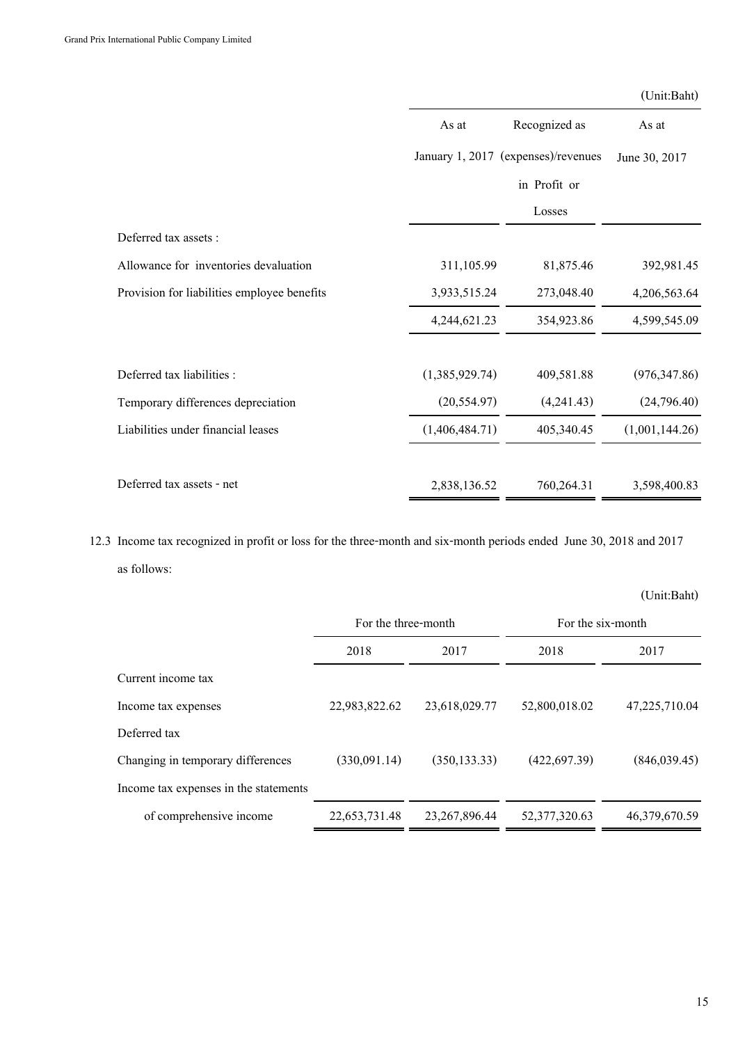(Unit:Baht)

| | As at January 1, 2017 | Recognized as (expenses)/revenues in Profit or Losses | As at June 30, 2017 |
|---|---|---|---|
| Deferred tax assets : | | | |
| Allowance for inventories devaluation | 311,105.99 | 81,875.46 | 392,981.45 |
| Provision for liabilities employee benefits | 3,933,515.24 | 273,048.40 | 4,206,563.64 |
| | 4,244,621.23 | 354,923.86 | 4,599,545.09 |
| Deferred tax liabilities : | (1,385,929.74) | 409,581.88 | (976,347.86) |
| Temporary differences depreciation | (20,554.97) | (4,241.43) | (24,796.40) |
| Liabilities under financial leases | (1,406,484.71) | 405,340.45 | (1,001,144.26) |
| Deferred tax assets - net | 2,838,136.52 | 760,264.31 | 3,598,400.83 |

12.3 Income tax recognized in profit or loss for the three-month and six-month periods ended June 30, 2018 and 2017 as follows:

(Unit:Baht)

| | For the three-month | | For the six-month | |
|---|---|---|---|---|
| | 2018 | 2017 | 2018 | 2017 |
| Current income tax | | | | |
| Income tax expenses | 22,983,822.62 | 23,618,029.77 | 52,800,018.02 | 47,225,710.04 |
| Deferred tax | | | | |
| Changing in temporary differences | (330,091.14) | (350,133.33) | (422,697.39) | (846,039.45) |
| Income tax expenses in the statements of comprehensive income | 22,653,731.48 | 23,267,896.44 | 52,377,320.63 | 46,379,670.59 |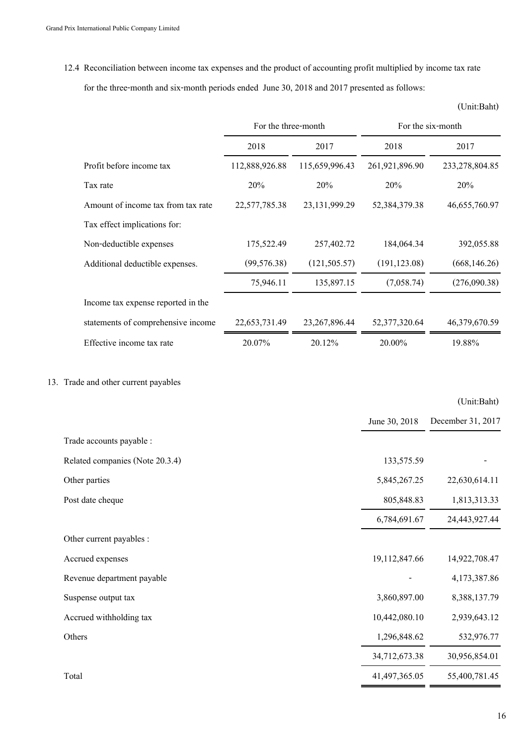12.4 Reconciliation between income tax expenses and the product of accounting profit multiplied by income tax rate for the three-month and six-month periods ended June 30, 2018 and 2017 presented as follows:

(Unit:Baht)

| | For the three-month | | For the six-month | |
|---|---|---|---|---|
| | 2018 | 2017 | 2018 | 2017 |
| Profit before income tax | 112,888,926.88 | 115,659,996.43 | 261,921,896.90 | 233,278,804.85 |
| Tax rate | 20% | 20% | 20% | 20% |
| Amount of income tax from tax rate | 22,577,785.38 | 23,131,999.29 | 52,384,379.38 | 46,655,760.97 |
| Tax effect implications for: | | | | |
| Non-deductible expenses | 175,522.49 | 257,402.72 | 184,064.34 | 392,055.88 |
| Additional deductible expenses. | (99,576.38) | (121,505.57) | (191,123.08) | (668,146.26) |
| | 75,946.11 | 135,897.15 | (7,058.74) | (276,090.38) |
| Income tax expense reported in the statements of comprehensive income | 22,653,731.49 | 23,267,896.44 | 52,377,320.64 | 46,379,670.59 |
| Effective income tax rate | 20.07% | 20.12% | 20.00% | 19.88% |

## 13. Trade and other current payables

(Unit:Baht)

| | June 30, 2018 | December 31, 2017 |
|---|---|---|
| Trade accounts payable : | | |
| Related companies (Note 20.3.4) | 133,575.59 | - |
| Other parties | 5,845,267.25 | 22,630,614.11 |
| Post date cheque | 805,848.83 | 1,813,313.33 |
| | 6,784,691.67 | 24,443,927.44 |
| Other current payables : | | |
| Accrued expenses | 19,112,847.66 | 14,922,708.47 |
| Revenue department payable | - | 4,173,387.86 |
| Suspense output tax | 3,860,897.00 | 8,388,137.79 |
| Accrued withholding tax | 10,442,080.10 | 2,939,643.12 |
| Others | 1,296,848.62 | 532,976.77 |
| | 34,712,673.38 | 30,956,854.01 |
| Total | 41,497,365.05 | 55,400,781.45 |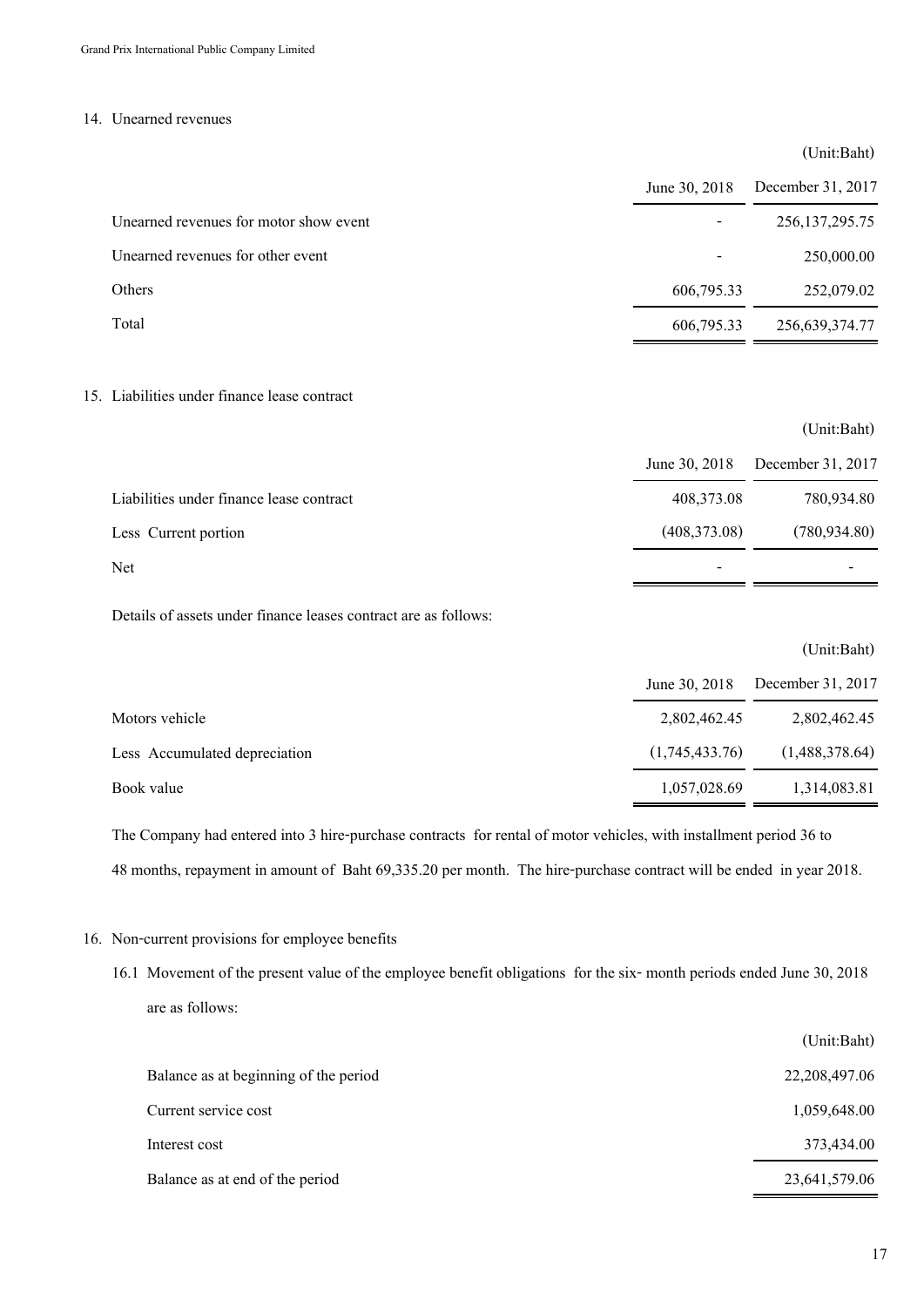## 14. Unearned revenues

(Unit:Baht)

| | June 30, 2018 | December 31, 2017 |
|---|---|---|
| Unearned revenues for motor show event | - | 256,137,295.75 |
| Unearned revenues for other event | - | 250,000.00 |
| Others | 606,795.33 | 252,079.02 |
| Total | 606,795.33 | 256,639,374.77 |

## 15. Liabilities under finance lease contract

(Unit:Baht)

| | June 30, 2018 | December 31, 2017 |
|---|---|---|
| Liabilities under finance lease contract | 408,373.08 | 780,934.80 |
| Less Current portion | (408,373.08) | (780,934.80) |
| Net | - | - |

Details of assets under finance leases contract are as follows:

(Unit:Baht)

| | June 30, 2018 | December 31, 2017 |
|---|---|---|
| Motors vehicle | 2,802,462.45 | 2,802,462.45 |
| Less Accumulated depreciation | (1,745,433.76) | (1,488,378.64) |
| Book value | 1,057,028.69 | 1,314,083.81 |

The Company had entered into 3 hire-purchase contracts for rental of motor vehicles, with installment period 36 to 48 months, repayment in amount of Baht 69,335.20 per month. The hire-purchase contract will be ended in year 2018.

## 16. Non-current provisions for employee benefits

16.1 Movement of the present value of the employee benefit obligations for the six- month periods ended June 30, 2018 are as follows:

(Unit:Baht)

| | |
|---|---|
| Balance as at beginning of the period | 22,208,497.06 |
| Current service cost | 1,059,648.00 |
| Interest cost | 373,434.00 |
| Balance as at end of the period | 23,641,579.06 |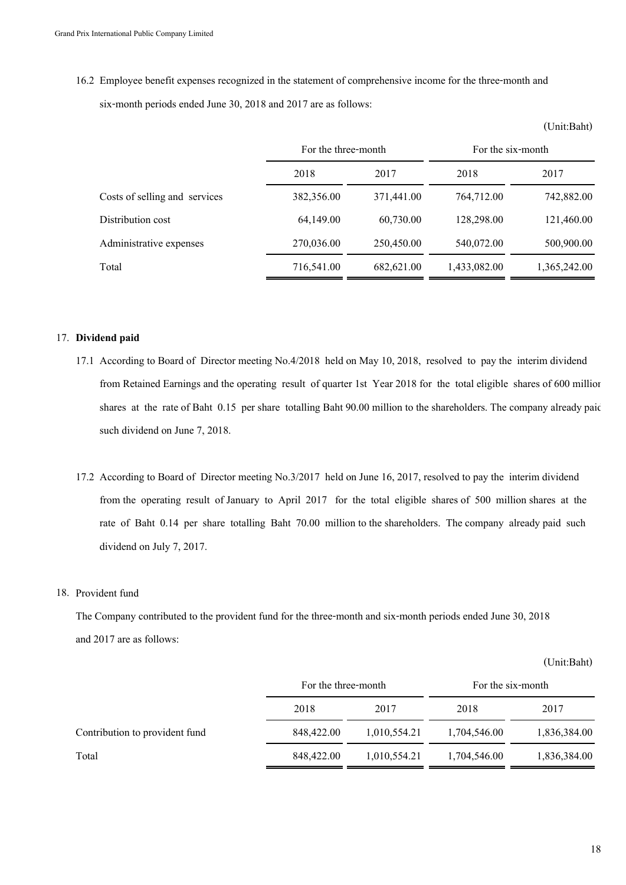16.2 Employee benefit expenses recognized in the statement of comprehensive income for the three-month and six-month periods ended June 30, 2018 and 2017 are as follows:

(Unit:Baht)

| | For the three-month | | For the six-month | |
|---|---|---|---|---|
| | 2018 | 2017 | 2018 | 2017 |
| Costs of selling and services | 382,356.00 | 371,441.00 | 764,712.00 | 742,882.00 |
| Distribution cost | 64,149.00 | 60,730.00 | 128,298.00 | 121,460.00 |
| Administrative expenses | 270,036.00 | 250,450.00 | 540,072.00 | 500,900.00 |
| Total | 716,541.00 | 682,621.00 | 1,433,082.00 | 1,365,242.00 |

## 17. **Dividend paid**

17.1 According to Board of Director meeting No.4/2018 held on May 10, 2018, resolved to pay the interim dividend from Retained Earnings and the operating result of quarter 1st Year 2018 for the total eligible shares of 600 million shares at the rate of Baht 0.15 per share totalling Baht 90.00 million to the shareholders. The company already paid such dividend on June 7, 2018.

17.2 According to Board of Director meeting No.3/2017 held on June 16, 2017, resolved to pay the interim dividend from the operating result of January to April 2017 for the total eligible shares of 500 million shares at the rate of Baht 0.14 per share totalling Baht 70.00 million to the shareholders. The company already paid such dividend on July 7, 2017.

## 18. Provident fund

The Company contributed to the provident fund for the three-month and six-month periods ended June 30, 2018 and 2017 are as follows:

(Unit:Baht)

| | For the three-month | | For the six-month | |
|---|---|---|---|---|
| | 2018 | 2017 | 2018 | 2017 |
| Contribution to provident fund | 848,422.00 | 1,010,554.21 | 1,704,546.00 | 1,836,384.00 |
| Total | 848,422.00 | 1,010,554.21 | 1,704,546.00 | 1,836,384.00 |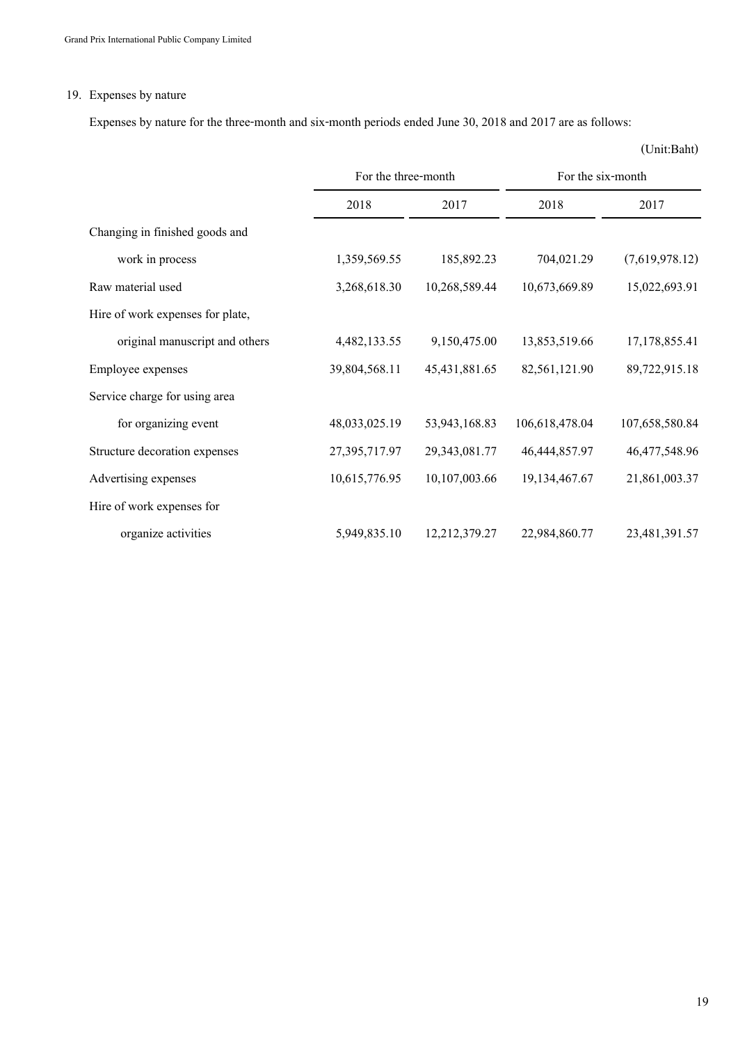## 19. Expenses by nature

Expenses by nature for the three-month and six-month periods ended June 30, 2018 and 2017 are as follows:

(Unit:Baht)

| | For the three-month | | For the six-month | |
|---|---|---|---|---|
| | 2018 | 2017 | 2018 | 2017 |
| Changing in finished goods and work in process | 1,359,569.55 | 185,892.23 | 704,021.29 | (7,619,978.12) |
| Raw material used | 3,268,618.30 | 10,268,589.44 | 10,673,669.89 | 15,022,693.91 |
| Hire of work expenses for plate, original manuscript and others | 4,482,133.55 | 9,150,475.00 | 13,853,519.66 | 17,178,855.41 |
| Employee expenses | 39,804,568.11 | 45,431,881.65 | 82,561,121.90 | 89,722,915.18 |
| Service charge for using area for organizing event | 48,033,025.19 | 53,943,168.83 | 106,618,478.04 | 107,658,580.84 |
| Structure decoration expenses | 27,395,717.97 | 29,343,081.77 | 46,444,857.97 | 46,477,548.96 |
| Advertising expenses | 10,615,776.95 | 10,107,003.66 | 19,134,467.67 | 21,861,003.37 |
| Hire of work expenses for organize activities | 5,949,835.10 | 12,212,379.27 | 22,984,860.77 | 23,481,391.57 |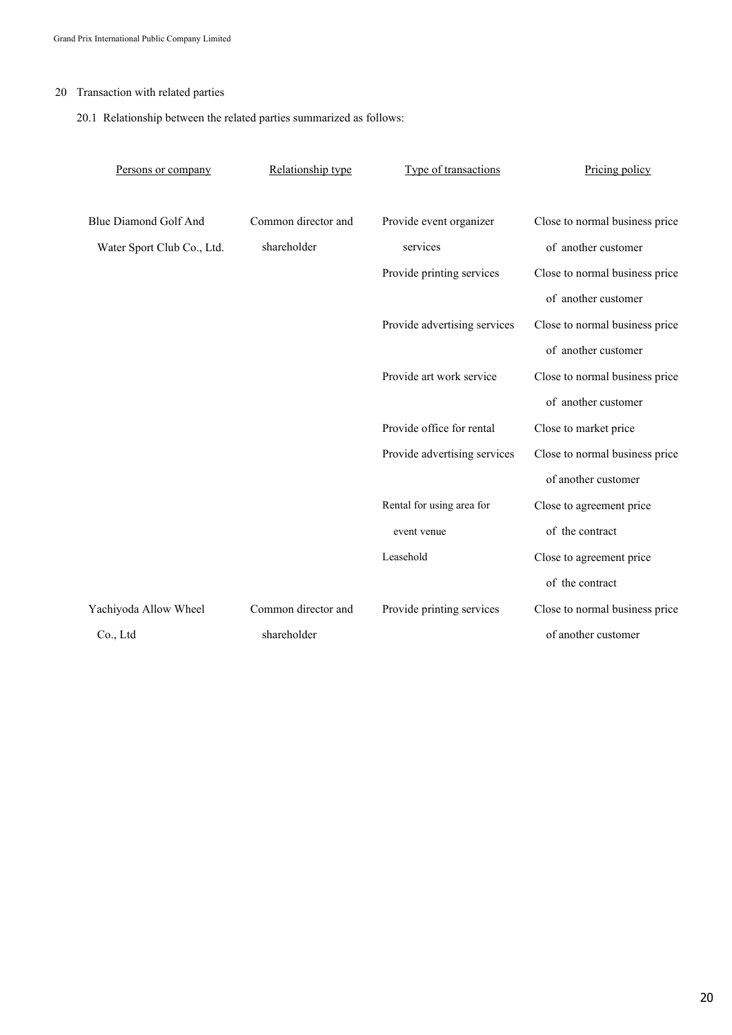## 20 Transaction with related parties

### 20.1 Relationship between the related parties summarized as follows:

| Persons or company | Relationship type | Type of transactions | Pricing policy |
|---|---|---|---|
| Blue Diamond Golf And Water Sport Club Co., Ltd. | Common director and shareholder | Provide event organizer services | Close to normal business price of another customer |
| | | Provide printing services | Close to normal business price of another customer |
| | | Provide advertising services | Close to normal business price of another customer |
| | | Provide art work service | Close to normal business price of another customer |
| | | Provide office for rental | Close to market price |
| | | Provide advertising services | Close to normal business price of another customer |
| | | Rental for using area for event venue | Close to agreement price of the contract |
| | | Leasehold | Close to agreement price of the contract |
| Yachiyoda Allow Wheel Co., Ltd | Common director and shareholder | Provide printing services | Close to normal business price of another customer |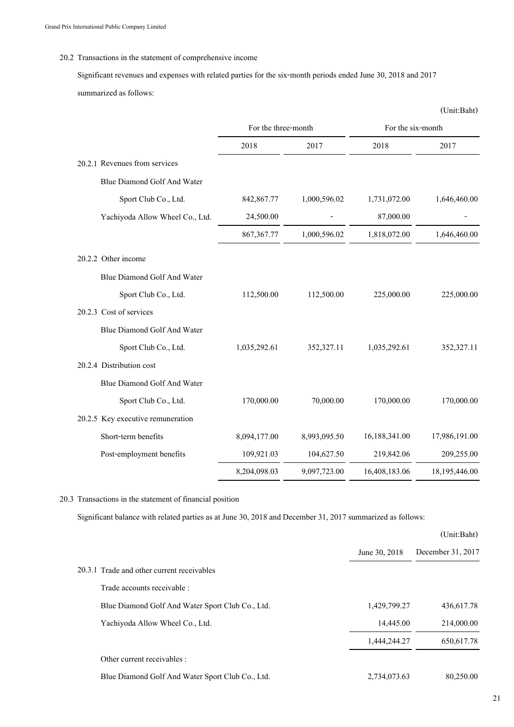## 20.2 Transactions in the statement of comprehensive income

Significant revenues and expenses with related parties for the six-month periods ended June 30, 2018 and 2017 summarized as follows:

(Unit:Baht)

| | For the three-month | | For the six-month | |
|---|---|---|---|---|
| | 2018 | 2017 | 2018 | 2017 |
| 20.2.1 Revenues from services | | | | |
| Blue Diamond Golf And Water Sport Club Co., Ltd. | 842,867.77 | 1,000,596.02 | 1,731,072.00 | 1,646,460.00 |
| Yachiyoda Allow Wheel Co., Ltd. | 24,500.00 | - | 87,000.00 | - |
| | 867,367.77 | 1,000,596.02 | 1,818,072.00 | 1,646,460.00 |
| 20.2.2 Other income | | | | |
| Blue Diamond Golf And Water Sport Club Co., Ltd. | 112,500.00 | 112,500.00 | 225,000.00 | 225,000.00 |
| 20.2.3 Cost of services | | | | |
| Blue Diamond Golf And Water Sport Club Co., Ltd. | 1,035,292.61 | 352,327.11 | 1,035,292.61 | 352,327.11 |
| 20.2.4 Distribution cost | | | | |
| Blue Diamond Golf And Water Sport Club Co., Ltd. | 170,000.00 | 70,000.00 | 170,000.00 | 170,000.00 |
| 20.2.5 Key executive remuneration | | | | |
| Short-term benefits | 8,094,177.00 | 8,993,095.50 | 16,188,341.00 | 17,986,191.00 |
| Post-employment benefits | 109,921.03 | 104,627.50 | 219,842.06 | 209,255.00 |
| | 8,204,098.03 | 9,097,723.00 | 16,408,183.06 | 18,195,446.00 |

## 20.3 Transactions in the statement of financial position

Significant balance with related parties as at June 30, 2018 and December 31, 2017 summarized as follows:

(Unit:Baht)

| | June 30, 2018 | December 31, 2017 |
|---|---|---|
| 20.3.1 Trade and other current receivables | | |
| Trade accounts receivable : | | |
| Blue Diamond Golf And Water Sport Club Co., Ltd. | 1,429,799.27 | 436,617.78 |
| Yachiyoda Allow Wheel Co., Ltd. | 14,445.00 | 214,000.00 |
| | 1,444,244.27 | 650,617.78 |
| Other current receivables : | | |
| Blue Diamond Golf And Water Sport Club Co., Ltd. | 2,734,073.63 | 80,250.00 |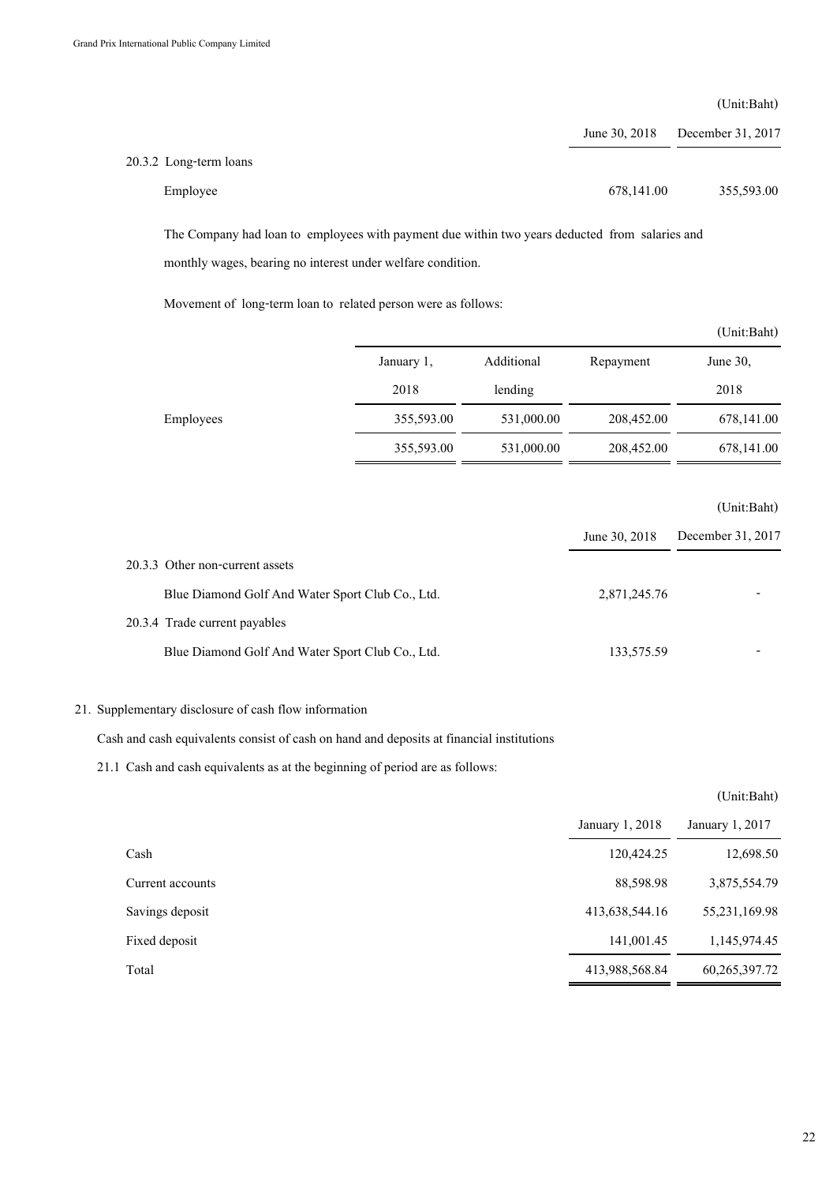(Unit:Baht)

| | June 30, 2018 | December 31, 2017 |
|---|---|---|
| 20.3.2 Long-term loans | | |
| Employee | 678,141.00 | 355,593.00 |

The Company had loan to employees with payment due within two years deducted from salaries and monthly wages, bearing no interest under welfare condition.

Movement of long-term loan to related person were as follows:

(Unit:Baht)

| | January 1, 2018 | Additional lending | Repayment | June 30, 2018 |
|---|---|---|---|---|
| Employees | 355,593.00 | 531,000.00 | 208,452.00 | 678,141.00 |
| | 355,593.00 | 531,000.00 | 208,452.00 | 678,141.00 |

(Unit:Baht)

| | June 30, 2018 | December 31, 2017 |
|---|---|---|
| 20.3.3 Other non-current assets | | |
| Blue Diamond Golf And Water Sport Club Co., Ltd. | 2,871,245.76 | - |
| 20.3.4 Trade current payables | | |
| Blue Diamond Golf And Water Sport Club Co., Ltd. | 133,575.59 | - |

21. Supplementary disclosure of cash flow information

Cash and cash equivalents consist of cash on hand and deposits at financial institutions

21.1 Cash and cash equivalents as at the beginning of period are as follows:

(Unit:Baht)

| | January 1, 2018 | January 1, 2017 |
|---|---|---|
| Cash | 120,424.25 | 12,698.50 |
| Current accounts | 88,598.98 | 3,875,554.79 |
| Savings deposit | 413,638,544.16 | 55,231,169.98 |
| Fixed deposit | 141,001.45 | 1,145,974.45 |
| Total | 413,988,568.84 | 60,265,397.72 |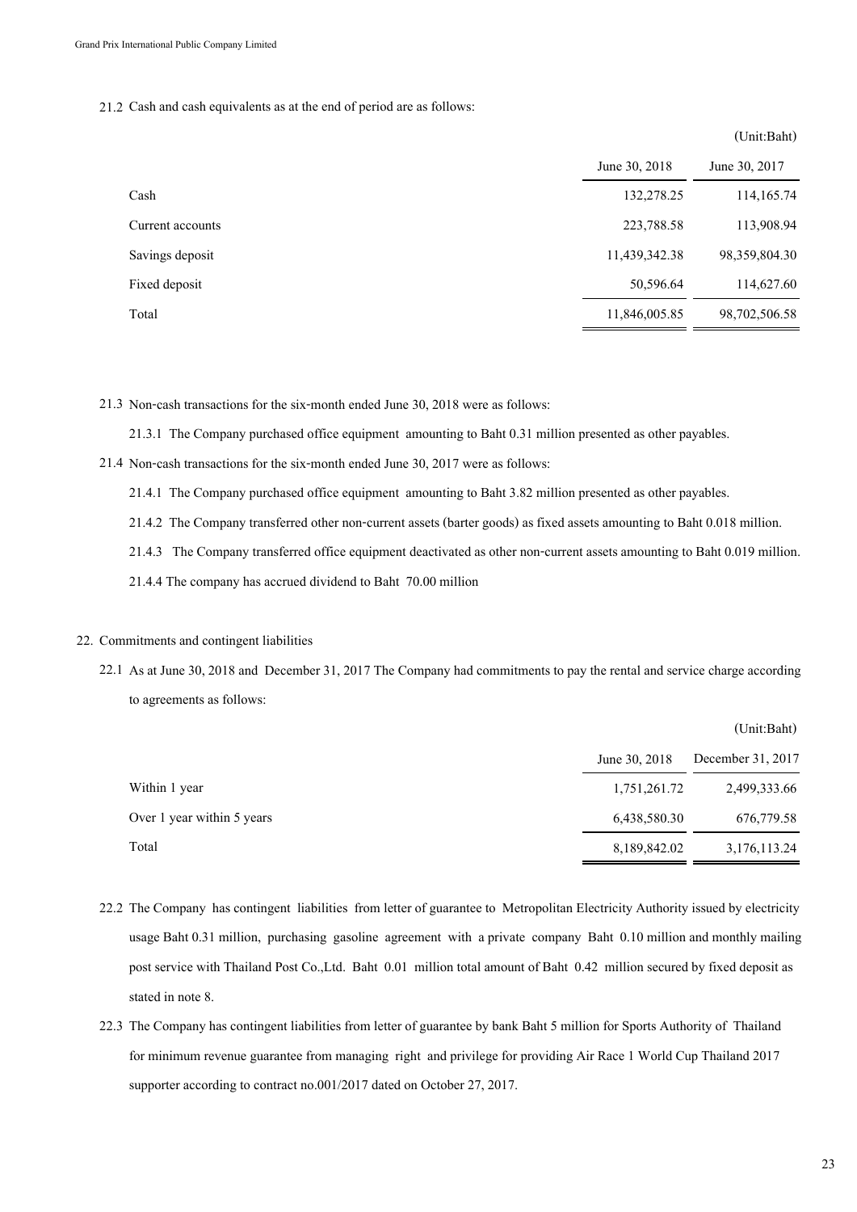21.2 Cash and cash equivalents as at the end of period are as follows:

(Unit:Baht)

| | June 30, 2018 | June 30, 2017 |
|---|---|---|
| Cash | 132,278.25 | 114,165.74 |
| Current accounts | 223,788.58 | 113,908.94 |
| Savings deposit | 11,439,342.38 | 98,359,804.30 |
| Fixed deposit | 50,596.64 | 114,627.60 |
| Total | 11,846,005.85 | 98,702,506.58 |

21.3 Non-cash transactions for the six-month ended June 30, 2018 were as follows:

21.3.1 The Company purchased office equipment amounting to Baht 0.31 million presented as other payables.

21.4 Non-cash transactions for the six-month ended June 30, 2017 were as follows:

21.4.1 The Company purchased office equipment amounting to Baht 3.82 million presented as other payables.

21.4.2 The Company transferred other non-current assets (barter goods) as fixed assets amounting to Baht 0.018 million.

21.4.3 The Company transferred office equipment deactivated as other non-current assets amounting to Baht 0.019 million.

21.4.4 The company has accrued dividend to Baht 70.00 million

22. Commitments and contingent liabilities

22.1 As at June 30, 2018 and December 31, 2017 The Company had commitments to pay the rental and service charge according to agreements as follows:

(Unit:Baht)

| | June 30, 2018 | December 31, 2017 |
|---|---|---|
| Within 1 year | 1,751,261.72 | 2,499,333.66 |
| Over 1 year within 5 years | 6,438,580.30 | 676,779.58 |
| Total | 8,189,842.02 | 3,176,113.24 |

22.2 The Company has contingent liabilities from letter of guarantee to Metropolitan Electricity Authority issued by electricity usage Baht 0.31 million, purchasing gasoline agreement with a private company Baht 0.10 million and monthly mailing post service with Thailand Post Co.,Ltd. Baht 0.01 million total amount of Baht 0.42 million secured by fixed deposit as stated in note 8.

22.3 The Company has contingent liabilities from letter of guarantee by bank Baht 5 million for Sports Authority of Thailand for minimum revenue guarantee from managing right and privilege for providing Air Race 1 World Cup Thailand 2017 supporter according to contract no.001/2017 dated on October 27, 2017.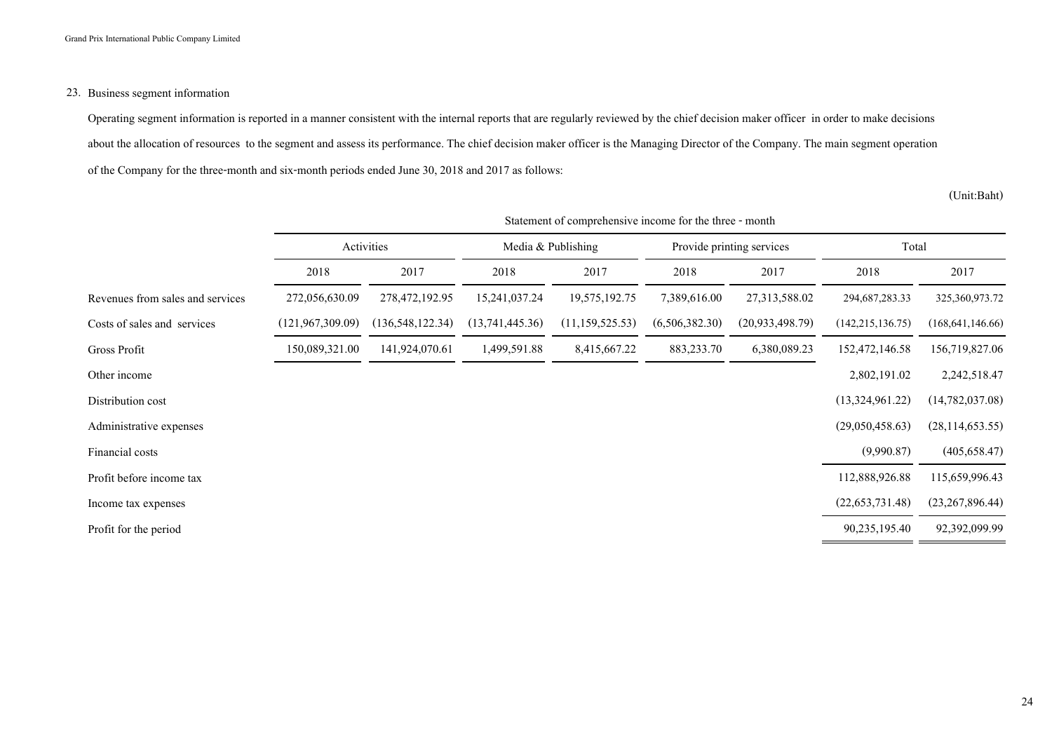## 23. Business segment information

Operating segment information is reported in a manner consistent with the internal reports that are regularly reviewed by the chief decision maker officer in order to make decisions about the allocation of resources to the segment and assess its performance. The chief decision maker officer is the Managing Director of the Company. The main segment operation of the Company for the three-month and six-month periods ended June 30, 2018 and 2017 as follows:

(Unit:Baht)

| | Statement of comprehensive income for the three - month | | | | | | | |
|---|---|---|---|---|---|---|---|---|
| | Activities | | Media & Publishing | | Provide printing services | | Total | |
| | 2018 | 2017 | 2018 | 2017 | 2018 | 2017 | 2018 | 2017 |
| Revenues from sales and services | 272,056,630.09 | 278,472,192.95 | 15,241,037.24 | 19,575,192.75 | 7,389,616.00 | 27,313,588.02 | 294,687,283.33 | 325,360,973.72 |
| Costs of sales and services | (121,967,309.09) | (136,548,122.34) | (13,741,445.36) | (11,159,525.53) | (6,506,382.30) | (20,933,498.79) | (142,215,136.75) | (168,641,146.66) |
| Gross Profit | 150,089,321.00 | 141,924,070.61 | 1,499,591.88 | 8,415,667.22 | 883,233.70 | 6,380,089.23 | 152,472,146.58 | 156,719,827.06 |
| Other income | | | | | | | 2,802,191.02 | 2,242,518.47 |
| Distribution cost | | | | | | | (13,324,961.22) | (14,782,037.08) |
| Administrative expenses | | | | | | | (29,050,458.63) | (28,114,653.55) |
| Financial costs | | | | | | | (9,990.87) | (405,658.47) |
| Profit before income tax | | | | | | | 112,888,926.88 | 115,659,996.43 |
| Income tax expenses | | | | | | | (22,653,731.48) | (23,267,896.44) |
| Profit for the period | | | | | | | 90,235,195.40 | 92,392,099.99 |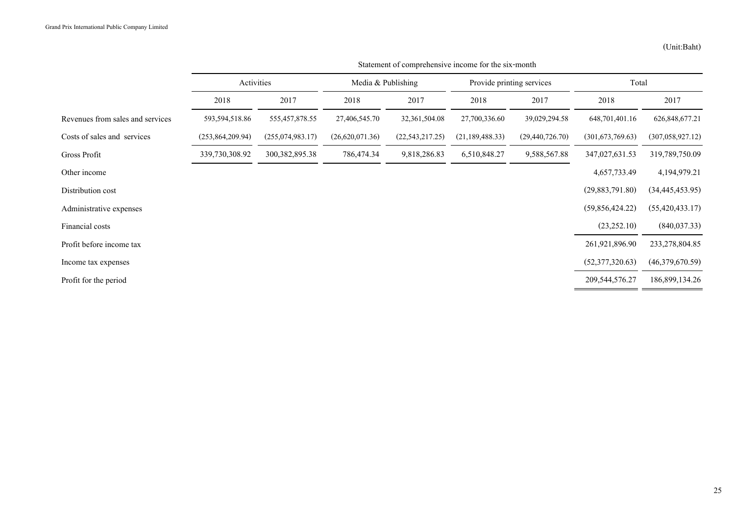(Unit:Baht)

| | Statement of comprehensive income for the six-month | | | | | | | |
|---|---|---|---|---|---|---|---|---|
| | Activities | | Media & Publishing | | Provide printing services | | Total | |
| | 2018 | 2017 | 2018 | 2017 | 2018 | 2017 | 2018 | 2017 |
| Revenues from sales and services | 593,594,518.86 | 555,457,878.55 | 27,406,545.70 | 32,361,504.08 | 27,700,336.60 | 39,029,294.58 | 648,701,401.16 | 626,848,677.21 |
| Costs of sales and services | (253,864,209.94) | (255,074,983.17) | (26,620,071.36) | (22,543,217.25) | (21,189,488.33) | (29,440,726.70) | (301,673,769.63) | (307,058,927.12) |
| Gross Profit | 339,730,308.92 | 300,382,895.38 | 786,474.34 | 9,818,286.83 | 6,510,848.27 | 9,588,567.88 | 347,027,631.53 | 319,789,750.09 |
| Other income | | | | | | | 4,657,733.49 | 4,194,979.21 |
| Distribution cost | | | | | | | (29,883,791.80) | (34,445,453.95) |
| Administrative expenses | | | | | | | (59,856,424.22) | (55,420,433.17) |
| Financial costs | | | | | | | (23,252.10) | (840,037.33) |
| Profit before income tax | | | | | | | 261,921,896.90 | 233,278,804.85 |
| Income tax expenses | | | | | | | (52,377,320.63) | (46,379,670.59) |
| Profit for the period | | | | | | | 209,544,576.27 | 186,899,134.26 |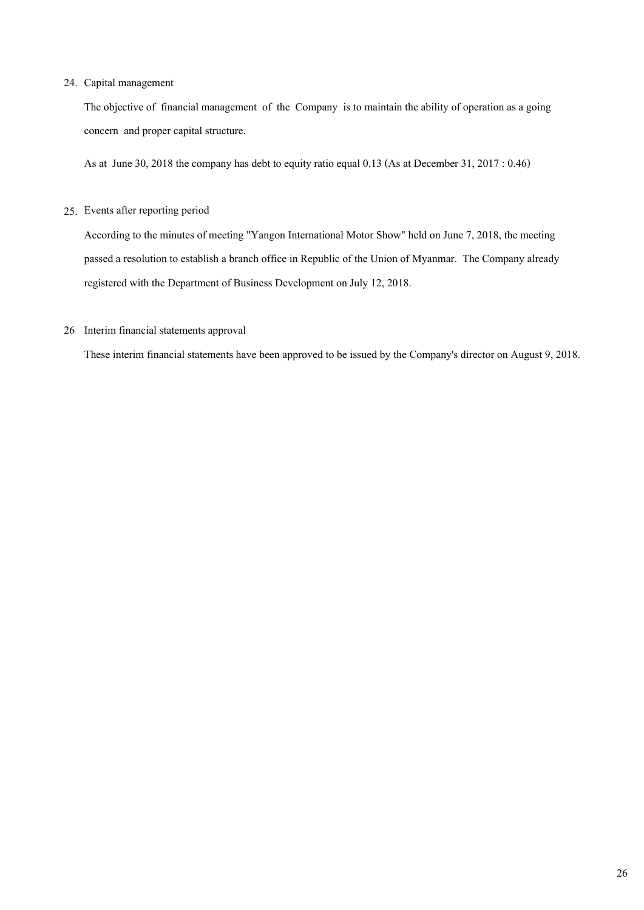## 24. Capital management

The objective of financial management of the Company is to maintain the ability of operation as a going concern and proper capital structure.

As at June 30, 2018 the company has debt to equity ratio equal 0.13 (As at December 31, 2017 : 0.46)

## 25. Events after reporting period

According to the minutes of meeting "Yangon International Motor Show" held on June 7, 2018, the meeting passed a resolution to establish a branch office in Republic of the Union of Myanmar. The Company already registered with the Department of Business Development on July 12, 2018.

## 26 Interim financial statements approval

These interim financial statements have been approved to be issued by the Company's director on August 9, 2018.